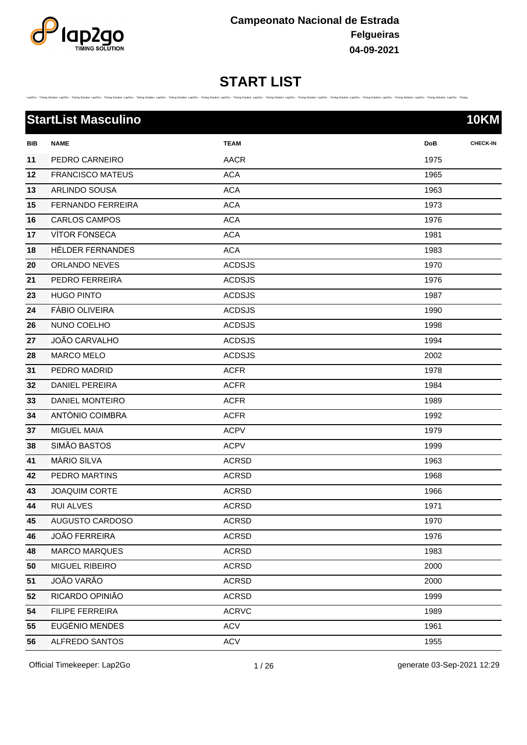**Campeonato Nacional de Estrada**
**Felgueiras**
**04-09-2021**

# START LIST

## StartList Masculino — 10KM

| BIB | NAME | TEAM | DoB | CHECK-IN |
|---|---|---|---|---|
| 11 | PEDRO CARNEIRO | AACR | 1975 | |
| 12 | FRANCISCO MATEUS | ACA | 1965 | |
| 13 | ARLINDO SOUSA | ACA | 1963 | |
| 15 | FERNANDO FERREIRA | ACA | 1973 | |
| 16 | CARLOS CAMPOS | ACA | 1976 | |
| 17 | VÍTOR FONSECA | ACA | 1981 | |
| 18 | HÉLDER FERNANDES | ACA | 1983 | |
| 20 | ORLANDO NEVES | ACDSJS | 1970 | |
| 21 | PEDRO FERREIRA | ACDSJS | 1976 | |
| 23 | HUGO PINTO | ACDSJS | 1987 | |
| 24 | FÁBIO OLIVEIRA | ACDSJS | 1990 | |
| 26 | NUNO COELHO | ACDSJS | 1998 | |
| 27 | JOÃO CARVALHO | ACDSJS | 1994 | |
| 28 | MARCO MELO | ACDSJS | 2002 | |
| 31 | PEDRO MADRID | ACFR | 1978 | |
| 32 | DANIEL PEREIRA | ACFR | 1984 | |
| 33 | DANIEL MONTEIRO | ACFR | 1989 | |
| 34 | ANTÓNIO COIMBRA | ACFR | 1992 | |
| 37 | MIGUEL MAIA | ACPV | 1979 | |
| 38 | SIMÃO BASTOS | ACPV | 1999 | |
| 41 | MÁRIO SILVA | ACRSD | 1963 | |
| 42 | PEDRO MARTINS | ACRSD | 1968 | |
| 43 | JOAQUIM CORTE | ACRSD | 1966 | |
| 44 | RUI ALVES | ACRSD | 1971 | |
| 45 | AUGUSTO CARDOSO | ACRSD | 1970 | |
| 46 | JOÃO FERREIRA | ACRSD | 1976 | |
| 48 | MARCO MARQUES | ACRSD | 1983 | |
| 50 | MIGUEL RIBEIRO | ACRSD | 2000 | |
| 51 | JOÃO VARÃO | ACRSD | 2000 | |
| 52 | RICARDO OPINIÃO | ACRSD | 1999 | |
| 54 | FILIPE FERREIRA | ACRVC | 1989 | |
| 55 | EUGÉNIO MENDES | ACV | 1961 | |
| 56 | ALFREDO SANTOS | ACV | 1955 | |

Official Timekeeper: Lap2Go — generate 03-Sep-2021 12:29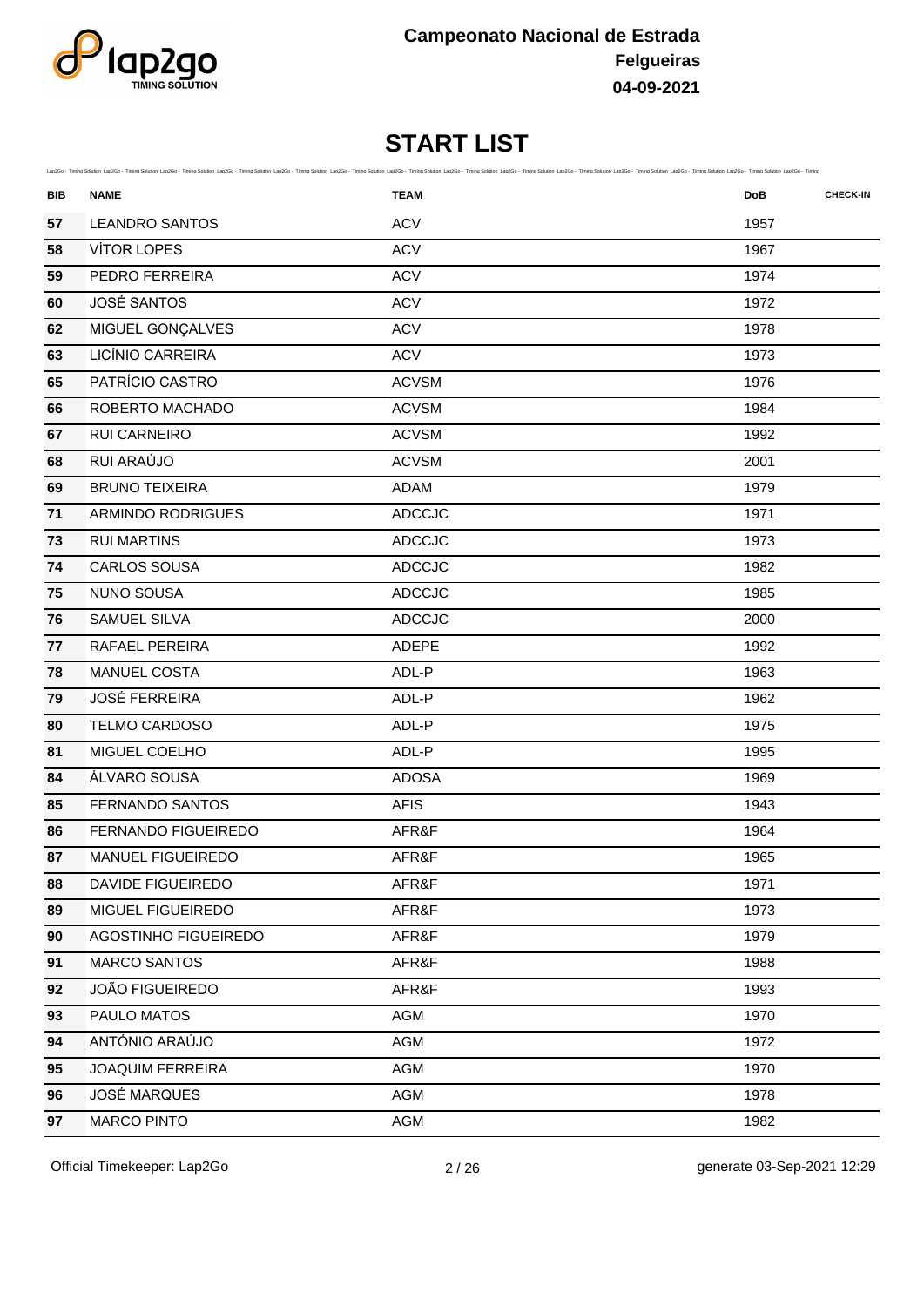**Campeonato Nacional de Estrada**
**Felgueiras**
**04-09-2021**

# START LIST

| BIB | NAME | TEAM | DoB | CHECK-IN |
|---|---|---|---|---|
| 57 | LEANDRO SANTOS | ACV | 1957 | |
| 58 | VÍTOR LOPES | ACV | 1967 | |
| 59 | PEDRO FERREIRA | ACV | 1974 | |
| 60 | JOSÉ SANTOS | ACV | 1972 | |
| 62 | MIGUEL GONÇALVES | ACV | 1978 | |
| 63 | LICÍNIO CARREIRA | ACV | 1973 | |
| 65 | PATRÍCIO CASTRO | ACVSM | 1976 | |
| 66 | ROBERTO MACHADO | ACVSM | 1984 | |
| 67 | RUI CARNEIRO | ACVSM | 1992 | |
| 68 | RUI ARAÚJO | ACVSM | 2001 | |
| 69 | BRUNO TEIXEIRA | ADAM | 1979 | |
| 71 | ARMINDO RODRIGUES | ADCCJC | 1971 | |
| 73 | RUI MARTINS | ADCCJC | 1973 | |
| 74 | CARLOS SOUSA | ADCCJC | 1982 | |
| 75 | NUNO SOUSA | ADCCJC | 1985 | |
| 76 | SAMUEL SILVA | ADCCJC | 2000 | |
| 77 | RAFAEL PEREIRA | ADEPE | 1992 | |
| 78 | MANUEL COSTA | ADL-P | 1963 | |
| 79 | JOSÉ FERREIRA | ADL-P | 1962 | |
| 80 | TELMO CARDOSO | ADL-P | 1975 | |
| 81 | MIGUEL COELHO | ADL-P | 1995 | |
| 84 | ÁLVARO SOUSA | ADOSA | 1969 | |
| 85 | FERNANDO SANTOS | AFIS | 1943 | |
| 86 | FERNANDO FIGUEIREDO | AFR&F | 1964 | |
| 87 | MANUEL FIGUEIREDO | AFR&F | 1965 | |
| 88 | DAVIDE FIGUEIREDO | AFR&F | 1971 | |
| 89 | MIGUEL FIGUEIREDO | AFR&F | 1973 | |
| 90 | AGOSTINHO FIGUEIREDO | AFR&F | 1979 | |
| 91 | MARCO SANTOS | AFR&F | 1988 | |
| 92 | JOÃO FIGUEIREDO | AFR&F | 1993 | |
| 93 | PAULO MATOS | AGM | 1970 | |
| 94 | ANTÓNIO ARAÚJO | AGM | 1972 | |
| 95 | JOAQUIM FERREIRA | AGM | 1970 | |
| 96 | JOSÉ MARQUES | AGM | 1978 | |
| 97 | MARCO PINTO | AGM | 1982 | |

Official Timekeeper: Lap2Go

generate 03-Sep-2021 12:29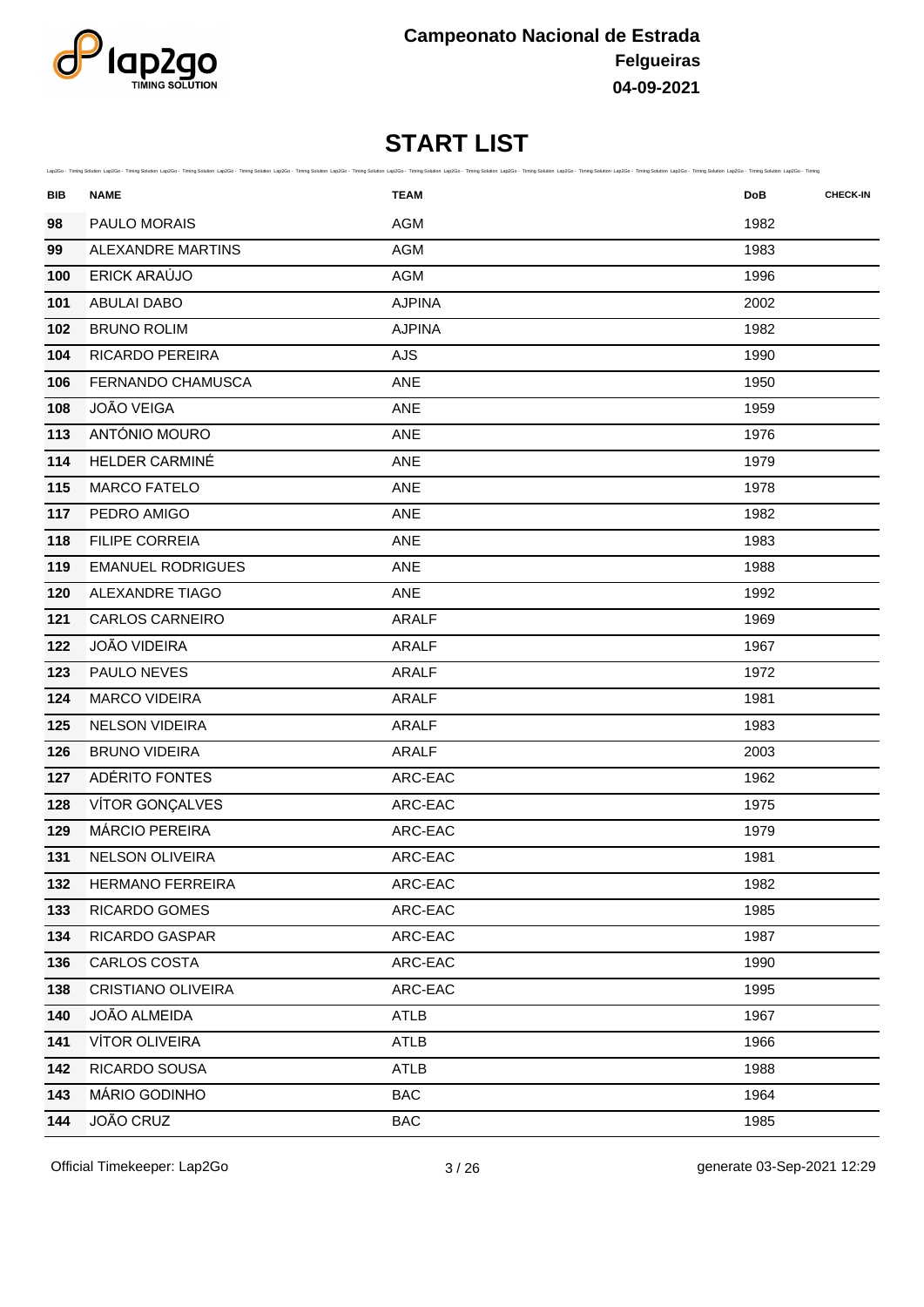# Campeonato Nacional de Estrada

**Felgueiras**

**04-09-2021**

## START LIST

| BIB | NAME | TEAM | DoB | CHECK-IN |
|---|---|---|---|---|
| 98 | PAULO MORAIS | AGM | 1982 | |
| 99 | ALEXANDRE MARTINS | AGM | 1983 | |
| 100 | ERICK ARAÚJO | AGM | 1996 | |
| 101 | ABULAI DABO | AJPINA | 2002 | |
| 102 | BRUNO ROLIM | AJPINA | 1982 | |
| 104 | RICARDO PEREIRA | AJS | 1990 | |
| 106 | FERNANDO CHAMUSCA | ANE | 1950 | |
| 108 | JOÃO VEIGA | ANE | 1959 | |
| 113 | ANTÓNIO MOURO | ANE | 1976 | |
| 114 | HELDER CARMINÉ | ANE | 1979 | |
| 115 | MARCO FATELO | ANE | 1978 | |
| 117 | PEDRO AMIGO | ANE | 1982 | |
| 118 | FILIPE CORREIA | ANE | 1983 | |
| 119 | EMANUEL RODRIGUES | ANE | 1988 | |
| 120 | ALEXANDRE TIAGO | ANE | 1992 | |
| 121 | CARLOS CARNEIRO | ARALF | 1969 | |
| 122 | JOÃO VIDEIRA | ARALF | 1967 | |
| 123 | PAULO NEVES | ARALF | 1972 | |
| 124 | MARCO VIDEIRA | ARALF | 1981 | |
| 125 | NELSON VIDEIRA | ARALF | 1983 | |
| 126 | BRUNO VIDEIRA | ARALF | 2003 | |
| 127 | ADÉRITO FONTES | ARC-EAC | 1962 | |
| 128 | VÍTOR GONÇALVES | ARC-EAC | 1975 | |
| 129 | MÁRCIO PEREIRA | ARC-EAC | 1979 | |
| 131 | NELSON OLIVEIRA | ARC-EAC | 1981 | |
| 132 | HERMANO FERREIRA | ARC-EAC | 1982 | |
| 133 | RICARDO GOMES | ARC-EAC | 1985 | |
| 134 | RICARDO GASPAR | ARC-EAC | 1987 | |
| 136 | CARLOS COSTA | ARC-EAC | 1990 | |
| 138 | CRISTIANO OLIVEIRA | ARC-EAC | 1995 | |
| 140 | JOÃO ALMEIDA | ATLB | 1967 | |
| 141 | VÍTOR OLIVEIRA | ATLB | 1966 | |
| 142 | RICARDO SOUSA | ATLB | 1988 | |
| 143 | MÁRIO GODINHO | BAC | 1964 | |
| 144 | JOÃO CRUZ | BAC | 1985 | |

Official Timekeeper: Lap2Go

generate 03-Sep-2021 12:29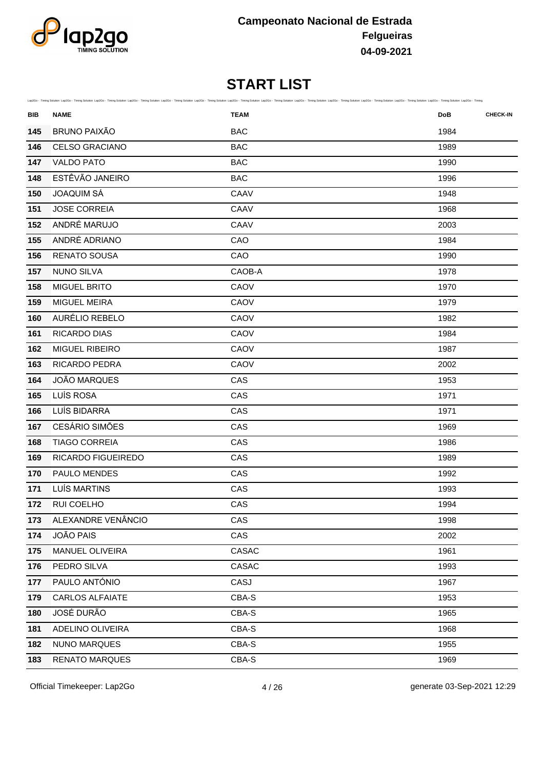# Campeonato Nacional de Estrada
**Felgueiras**
**04-09-2021**

## START LIST

| BIB | NAME | TEAM | DoB | CHECK-IN |
|---|---|---|---|---|
| 145 | BRUNO PAIXÃO | BAC | 1984 | |
| 146 | CELSO GRACIANO | BAC | 1989 | |
| 147 | VALDO PATO | BAC | 1990 | |
| 148 | ESTÊVÃO JANEIRO | BAC | 1996 | |
| 150 | JOAQUIM SÁ | CAAV | 1948 | |
| 151 | JOSE CORREIA | CAAV | 1968 | |
| 152 | ANDRÉ MARUJO | CAAV | 2003 | |
| 155 | ANDRÉ ADRIANO | CAO | 1984 | |
| 156 | RENATO SOUSA | CAO | 1990 | |
| 157 | NUNO SILVA | CAOB-A | 1978 | |
| 158 | MIGUEL BRITO | CAOV | 1970 | |
| 159 | MIGUEL MEIRA | CAOV | 1979 | |
| 160 | AURÉLIO REBELO | CAOV | 1982 | |
| 161 | RICARDO DIAS | CAOV | 1984 | |
| 162 | MIGUEL RIBEIRO | CAOV | 1987 | |
| 163 | RICARDO PEDRA | CAOV | 2002 | |
| 164 | JOÃO MARQUES | CAS | 1953 | |
| 165 | LUÍS ROSA | CAS | 1971 | |
| 166 | LUÍS BIDARRA | CAS | 1971 | |
| 167 | CESÁRIO SIMÕES | CAS | 1969 | |
| 168 | TIAGO CORREIA | CAS | 1986 | |
| 169 | RICARDO FIGUEIREDO | CAS | 1989 | |
| 170 | PAULO MENDES | CAS | 1992 | |
| 171 | LUÍS MARTINS | CAS | 1993 | |
| 172 | RUI COELHO | CAS | 1994 | |
| 173 | ALEXANDRE VENÂNCIO | CAS | 1998 | |
| 174 | JOÃO PAIS | CAS | 2002 | |
| 175 | MANUEL OLIVEIRA | CASAC | 1961 | |
| 176 | PEDRO SILVA | CASAC | 1993 | |
| 177 | PAULO ANTÓNIO | CASJ | 1967 | |
| 179 | CARLOS ALFAIATE | CBA-S | 1953 | |
| 180 | JOSÉ DURÃO | CBA-S | 1965 | |
| 181 | ADELINO OLIVEIRA | CBA-S | 1968 | |
| 182 | NUNO MARQUES | CBA-S | 1955 | |
| 183 | RENATO MARQUES | CBA-S | 1969 | |

Official Timekeeper: Lap2Go — generate 03-Sep-2021 12:29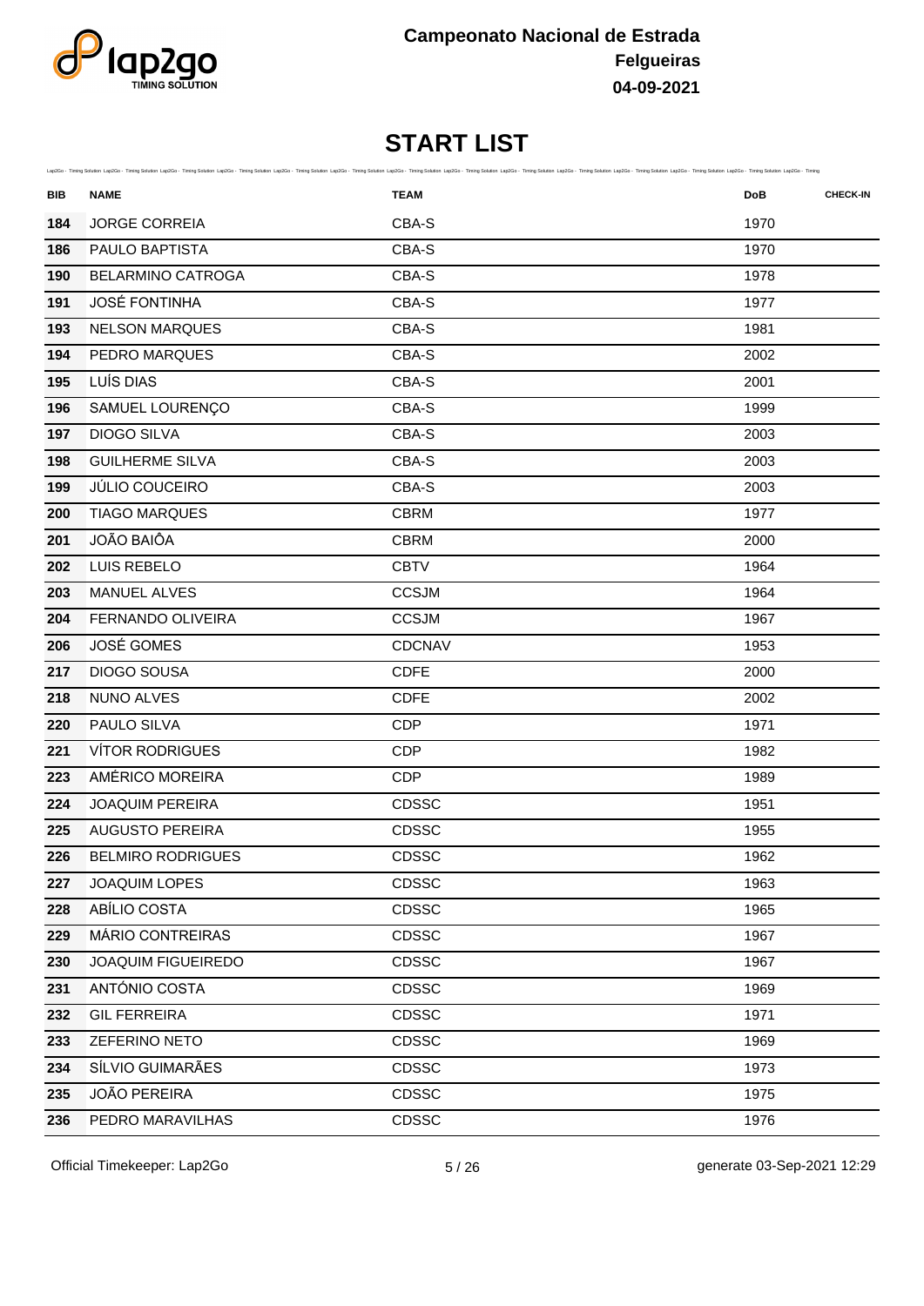Campeonato Nacional de Estrada
Felgueiras
04-09-2021

# START LIST

| BIB | NAME | TEAM | DoB | CHECK-IN |
|---|---|---|---|---|
| 184 | JORGE CORREIA | CBA-S | 1970 | |
| 186 | PAULO BAPTISTA | CBA-S | 1970 | |
| 190 | BELARMINO CATROGA | CBA-S | 1978 | |
| 191 | JOSÉ FONTINHA | CBA-S | 1977 | |
| 193 | NELSON MARQUES | CBA-S | 1981 | |
| 194 | PEDRO MARQUES | CBA-S | 2002 | |
| 195 | LUÍS DIAS | CBA-S | 2001 | |
| 196 | SAMUEL LOURENÇO | CBA-S | 1999 | |
| 197 | DIOGO SILVA | CBA-S | 2003 | |
| 198 | GUILHERME SILVA | CBA-S | 2003 | |
| 199 | JÚLIO COUCEIRO | CBA-S | 2003 | |
| 200 | TIAGO MARQUES | CBRM | 1977 | |
| 201 | JOÃO BAIÔA | CBRM | 2000 | |
| 202 | LUIS REBELO | CBTV | 1964 | |
| 203 | MANUEL ALVES | CCSJM | 1964 | |
| 204 | FERNANDO OLIVEIRA | CCSJM | 1967 | |
| 206 | JOSÉ GOMES | CDCNAV | 1953 | |
| 217 | DIOGO SOUSA | CDFE | 2000 | |
| 218 | NUNO ALVES | CDFE | 2002 | |
| 220 | PAULO SILVA | CDP | 1971 | |
| 221 | VÍTOR RODRIGUES | CDP | 1982 | |
| 223 | AMÉRICO MOREIRA | CDP | 1989 | |
| 224 | JOAQUIM PEREIRA | CDSSC | 1951 | |
| 225 | AUGUSTO PEREIRA | CDSSC | 1955 | |
| 226 | BELMIRO RODRIGUES | CDSSC | 1962 | |
| 227 | JOAQUIM LOPES | CDSSC | 1963 | |
| 228 | ABÍLIO COSTA | CDSSC | 1965 | |
| 229 | MÁRIO CONTREIRAS | CDSSC | 1967 | |
| 230 | JOAQUIM FIGUEIREDO | CDSSC | 1967 | |
| 231 | ANTÓNIO COSTA | CDSSC | 1969 | |
| 232 | GIL FERREIRA | CDSSC | 1971 | |
| 233 | ZEFERINO NETO | CDSSC | 1969 | |
| 234 | SÍLVIO GUIMARÃES | CDSSC | 1973 | |
| 235 | JOÃO PEREIRA | CDSSC | 1975 | |
| 236 | PEDRO MARAVILHAS | CDSSC | 1976 | |

Official Timekeeper: Lap2Go — generate 03-Sep-2021 12:29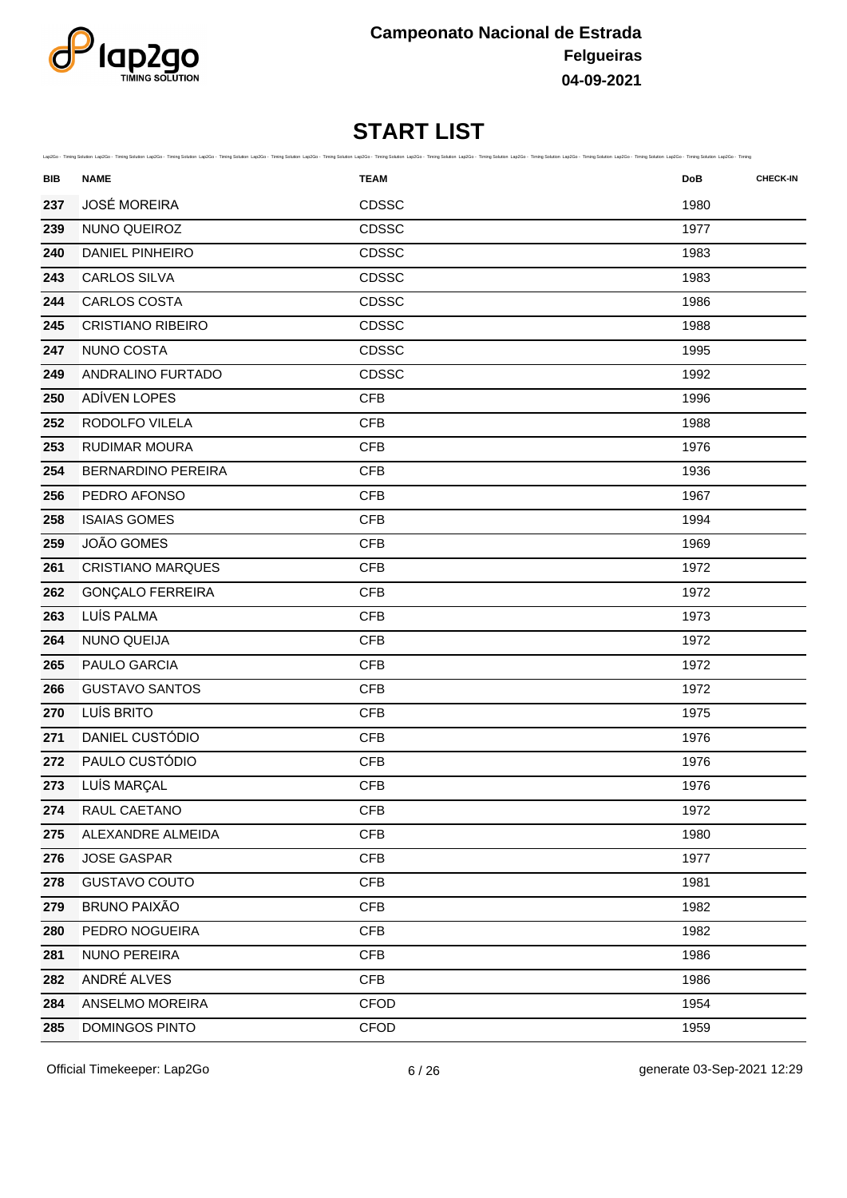Campeonato Nacional de Estrada
Felgueiras
04-09-2021

# START LIST

| BIB | NAME | TEAM | DoB | CHECK-IN |
|---|---|---|---|---|
| 237 | JOSÉ MOREIRA | CDSSC | 1980 | |
| 239 | NUNO QUEIROZ | CDSSC | 1977 | |
| 240 | DANIEL PINHEIRO | CDSSC | 1983 | |
| 243 | CARLOS SILVA | CDSSC | 1983 | |
| 244 | CARLOS COSTA | CDSSC | 1986 | |
| 245 | CRISTIANO RIBEIRO | CDSSC | 1988 | |
| 247 | NUNO COSTA | CDSSC | 1995 | |
| 249 | ANDRALINO FURTADO | CDSSC | 1992 | |
| 250 | ADÍVEN LOPES | CFB | 1996 | |
| 252 | RODOLFO VILELA | CFB | 1988 | |
| 253 | RUDIMAR MOURA | CFB | 1976 | |
| 254 | BERNARDINO PEREIRA | CFB | 1936 | |
| 256 | PEDRO AFONSO | CFB | 1967 | |
| 258 | ISAIAS GOMES | CFB | 1994 | |
| 259 | JOÃO GOMES | CFB | 1969 | |
| 261 | CRISTIANO MARQUES | CFB | 1972 | |
| 262 | GONÇALO FERREIRA | CFB | 1972 | |
| 263 | LUÍS PALMA | CFB | 1973 | |
| 264 | NUNO QUEIJA | CFB | 1972 | |
| 265 | PAULO GARCIA | CFB | 1972 | |
| 266 | GUSTAVO SANTOS | CFB | 1972 | |
| 270 | LUÍS BRITO | CFB | 1975 | |
| 271 | DANIEL CUSTÓDIO | CFB | 1976 | |
| 272 | PAULO CUSTÓDIO | CFB | 1976 | |
| 273 | LUÍS MARÇAL | CFB | 1976 | |
| 274 | RAUL CAETANO | CFB | 1972 | |
| 275 | ALEXANDRE ALMEIDA | CFB | 1980 | |
| 276 | JOSE GASPAR | CFB | 1977 | |
| 278 | GUSTAVO COUTO | CFB | 1981 | |
| 279 | BRUNO PAIXÃO | CFB | 1982 | |
| 280 | PEDRO NOGUEIRA | CFB | 1982 | |
| 281 | NUNO PEREIRA | CFB | 1986 | |
| 282 | ANDRÉ ALVES | CFB | 1986 | |
| 284 | ANSELMO MOREIRA | CFOD | 1954 | |
| 285 | DOMINGOS PINTO | CFOD | 1959 | |

Official Timekeeper: Lap2Go — generate 03-Sep-2021 12:29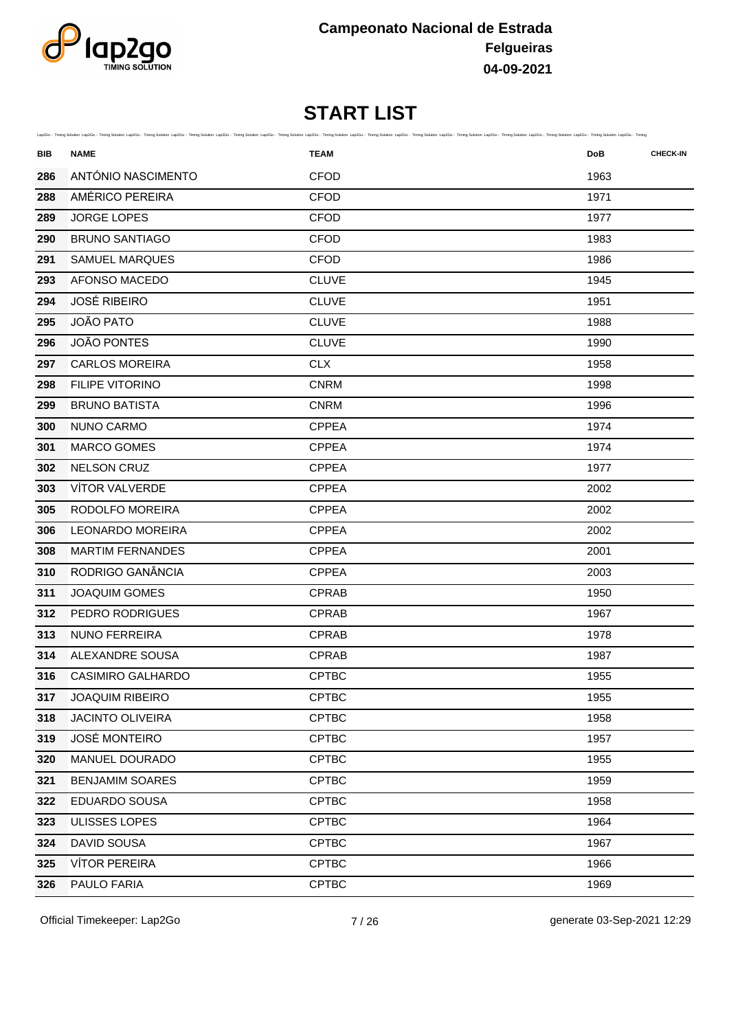Campeonato Nacional de Estrada
Felgueiras
04-09-2021

# START LIST

| BIB | NAME | TEAM | DoB | CHECK-IN |
|---|---|---|---|---|
| 286 | ANTÓNIO NASCIMENTO | CFOD | 1963 | |
| 288 | AMÉRICO PEREIRA | CFOD | 1971 | |
| 289 | JORGE LOPES | CFOD | 1977 | |
| 290 | BRUNO SANTIAGO | CFOD | 1983 | |
| 291 | SAMUEL MARQUES | CFOD | 1986 | |
| 293 | AFONSO MACEDO | CLUVE | 1945 | |
| 294 | JOSÉ RIBEIRO | CLUVE | 1951 | |
| 295 | JOÃO PATO | CLUVE | 1988 | |
| 296 | JOÃO PONTES | CLUVE | 1990 | |
| 297 | CARLOS MOREIRA | CLX | 1958 | |
| 298 | FILIPE VITORINO | CNRM | 1998 | |
| 299 | BRUNO BATISTA | CNRM | 1996 | |
| 300 | NUNO CARMO | CPPEA | 1974 | |
| 301 | MARCO GOMES | CPPEA | 1974 | |
| 302 | NELSON CRUZ | CPPEA | 1977 | |
| 303 | VÍTOR VALVERDE | CPPEA | 2002 | |
| 305 | RODOLFO MOREIRA | CPPEA | 2002 | |
| 306 | LEONARDO MOREIRA | CPPEA | 2002 | |
| 308 | MARTIM FERNANDES | CPPEA | 2001 | |
| 310 | RODRIGO GANÂNCIA | CPPEA | 2003 | |
| 311 | JOAQUIM GOMES | CPRAB | 1950 | |
| 312 | PEDRO RODRIGUES | CPRAB | 1967 | |
| 313 | NUNO FERREIRA | CPRAB | 1978 | |
| 314 | ALEXANDRE SOUSA | CPRAB | 1987 | |
| 316 | CASIMIRO GALHARDO | CPTBC | 1955 | |
| 317 | JOAQUIM RIBEIRO | CPTBC | 1955 | |
| 318 | JACINTO OLIVEIRA | CPTBC | 1958 | |
| 319 | JOSÉ MONTEIRO | CPTBC | 1957 | |
| 320 | MANUEL DOURADO | CPTBC | 1955 | |
| 321 | BENJAMIM SOARES | CPTBC | 1959 | |
| 322 | EDUARDO SOUSA | CPTBC | 1958 | |
| 323 | ULISSES LOPES | CPTBC | 1964 | |
| 324 | DAVID SOUSA | CPTBC | 1967 | |
| 325 | VÍTOR PEREIRA | CPTBC | 1966 | |
| 326 | PAULO FARIA | CPTBC | 1969 | |

Official Timekeeper: Lap2Go

generate 03-Sep-2021 12:29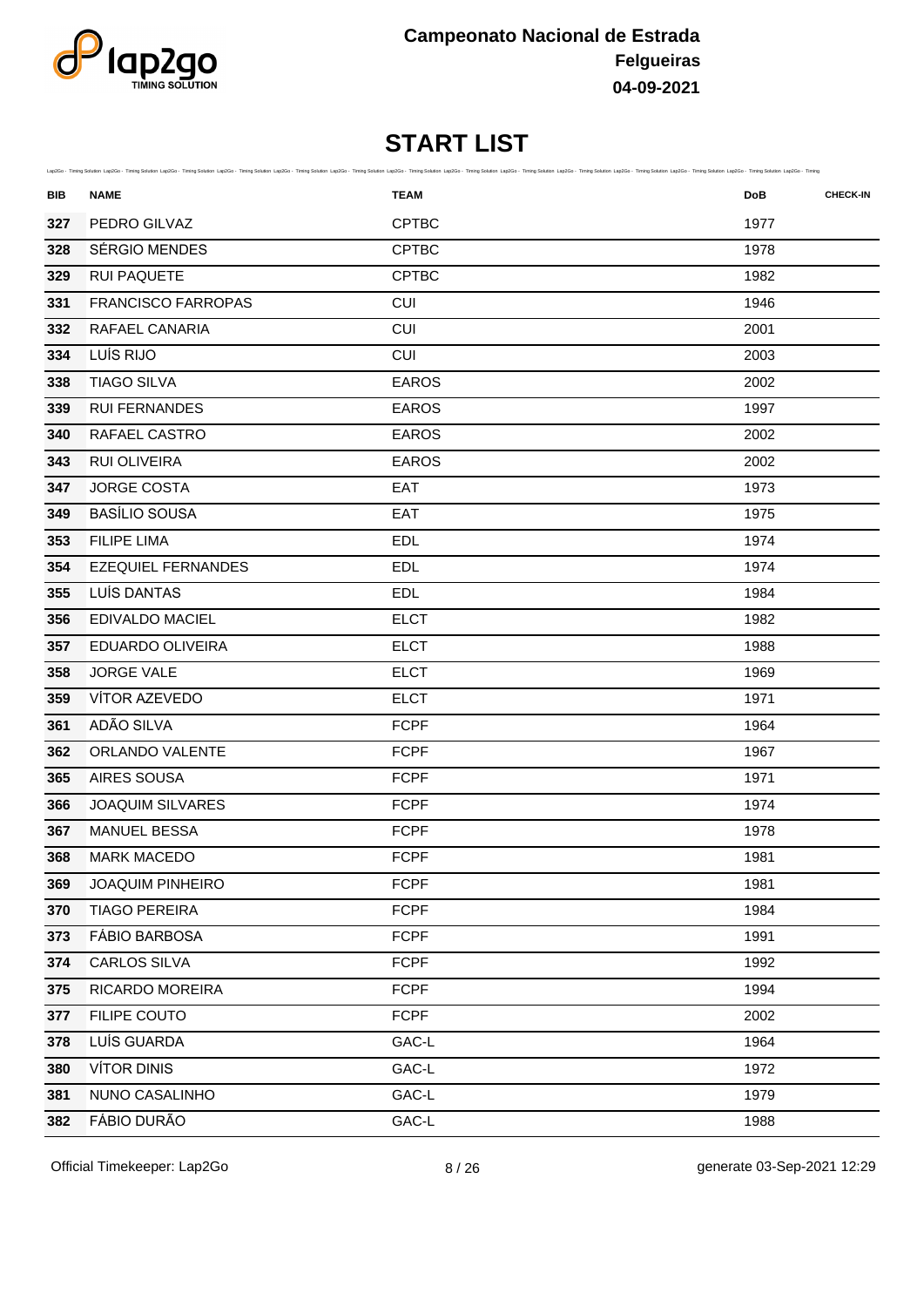Campeonato Nacional de Estrada
Felgueiras
04-09-2021

# START LIST

| BIB | NAME | TEAM | DoB | CHECK-IN |
|---|---|---|---|---|
| 327 | PEDRO GILVAZ | CPTBC | 1977 | |
| 328 | SÉRGIO MENDES | CPTBC | 1978 | |
| 329 | RUI PAQUETE | CPTBC | 1982 | |
| 331 | FRANCISCO FARROPAS | CUI | 1946 | |
| 332 | RAFAEL CANARIA | CUI | 2001 | |
| 334 | LUÍS RIJO | CUI | 2003 | |
| 338 | TIAGO SILVA | EAROS | 2002 | |
| 339 | RUI FERNANDES | EAROS | 1997 | |
| 340 | RAFAEL CASTRO | EAROS | 2002 | |
| 343 | RUI OLIVEIRA | EAROS | 2002 | |
| 347 | JORGE COSTA | EAT | 1973 | |
| 349 | BASÍLIO SOUSA | EAT | 1975 | |
| 353 | FILIPE LIMA | EDL | 1974 | |
| 354 | EZEQUIEL FERNANDES | EDL | 1974 | |
| 355 | LUÍS DANTAS | EDL | 1984 | |
| 356 | EDIVALDO MACIEL | ELCT | 1982 | |
| 357 | EDUARDO OLIVEIRA | ELCT | 1988 | |
| 358 | JORGE VALE | ELCT | 1969 | |
| 359 | VÍTOR AZEVEDO | ELCT | 1971 | |
| 361 | ADÃO SILVA | FCPF | 1964 | |
| 362 | ORLANDO VALENTE | FCPF | 1967 | |
| 365 | AIRES SOUSA | FCPF | 1971 | |
| 366 | JOAQUIM SILVARES | FCPF | 1974 | |
| 367 | MANUEL BESSA | FCPF | 1978 | |
| 368 | MARK MACEDO | FCPF | 1981 | |
| 369 | JOAQUIM PINHEIRO | FCPF | 1981 | |
| 370 | TIAGO PEREIRA | FCPF | 1984 | |
| 373 | FÁBIO BARBOSA | FCPF | 1991 | |
| 374 | CARLOS SILVA | FCPF | 1992 | |
| 375 | RICARDO MOREIRA | FCPF | 1994 | |
| 377 | FILIPE COUTO | FCPF | 2002 | |
| 378 | LUÍS GUARDA | GAC-L | 1964 | |
| 380 | VÍTOR DINIS | GAC-L | 1972 | |
| 381 | NUNO CASALINHO | GAC-L | 1979 | |
| 382 | FÁBIO DURÃO | GAC-L | 1988 | |

Official Timekeeper: Lap2Go

generate 03-Sep-2021 12:29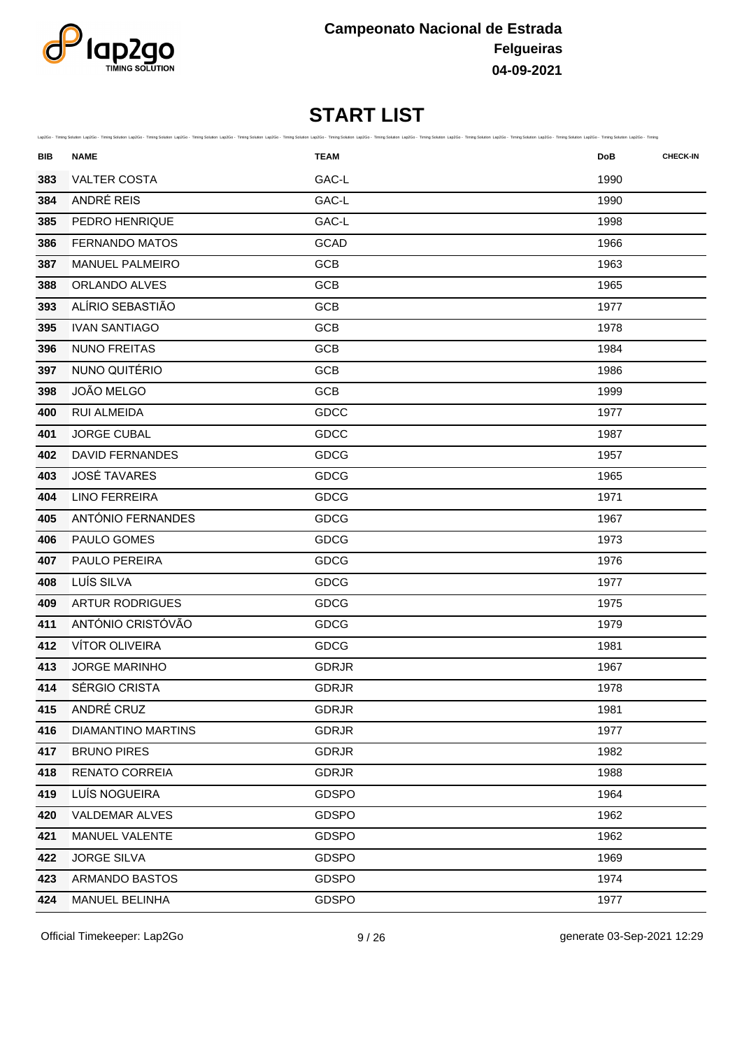**Campeonato Nacional de Estrada**
**Felgueiras**
**04-09-2021**

# START LIST

| BIB | NAME | TEAM | DoB | CHECK-IN |
|---|---|---|---|---|
| 383 | VALTER COSTA | GAC-L | 1990 | |
| 384 | ANDRÉ REIS | GAC-L | 1990 | |
| 385 | PEDRO HENRIQUE | GAC-L | 1998 | |
| 386 | FERNANDO MATOS | GCAD | 1966 | |
| 387 | MANUEL PALMEIRO | GCB | 1963 | |
| 388 | ORLANDO ALVES | GCB | 1965 | |
| 393 | ALÍRIO SEBASTIÃO | GCB | 1977 | |
| 395 | IVAN SANTIAGO | GCB | 1978 | |
| 396 | NUNO FREITAS | GCB | 1984 | |
| 397 | NUNO QUITÉRIO | GCB | 1986 | |
| 398 | JOÃO MELGO | GCB | 1999 | |
| 400 | RUI ALMEIDA | GDCC | 1977 | |
| 401 | JORGE CUBAL | GDCC | 1987 | |
| 402 | DAVID FERNANDES | GDCG | 1957 | |
| 403 | JOSÉ TAVARES | GDCG | 1965 | |
| 404 | LINO FERREIRA | GDCG | 1971 | |
| 405 | ANTÓNIO FERNANDES | GDCG | 1967 | |
| 406 | PAULO GOMES | GDCG | 1973 | |
| 407 | PAULO PEREIRA | GDCG | 1976 | |
| 408 | LUÍS SILVA | GDCG | 1977 | |
| 409 | ARTUR RODRIGUES | GDCG | 1975 | |
| 411 | ANTÓNIO CRISTÓVÃO | GDCG | 1979 | |
| 412 | VÍTOR OLIVEIRA | GDCG | 1981 | |
| 413 | JORGE MARINHO | GDRJR | 1967 | |
| 414 | SÉRGIO CRISTA | GDRJR | 1978 | |
| 415 | ANDRÉ CRUZ | GDRJR | 1981 | |
| 416 | DIAMANTINO MARTINS | GDRJR | 1977 | |
| 417 | BRUNO PIRES | GDRJR | 1982 | |
| 418 | RENATO CORREIA | GDRJR | 1988 | |
| 419 | LUÍS NOGUEIRA | GDSPO | 1964 | |
| 420 | VALDEMAR ALVES | GDSPO | 1962 | |
| 421 | MANUEL VALENTE | GDSPO | 1962 | |
| 422 | JORGE SILVA | GDSPO | 1969 | |
| 423 | ARMANDO BASTOS | GDSPO | 1974 | |
| 424 | MANUEL BELINHA | GDSPO | 1977 | |

Official Timekeeper: Lap2Go

generate 03-Sep-2021 12:29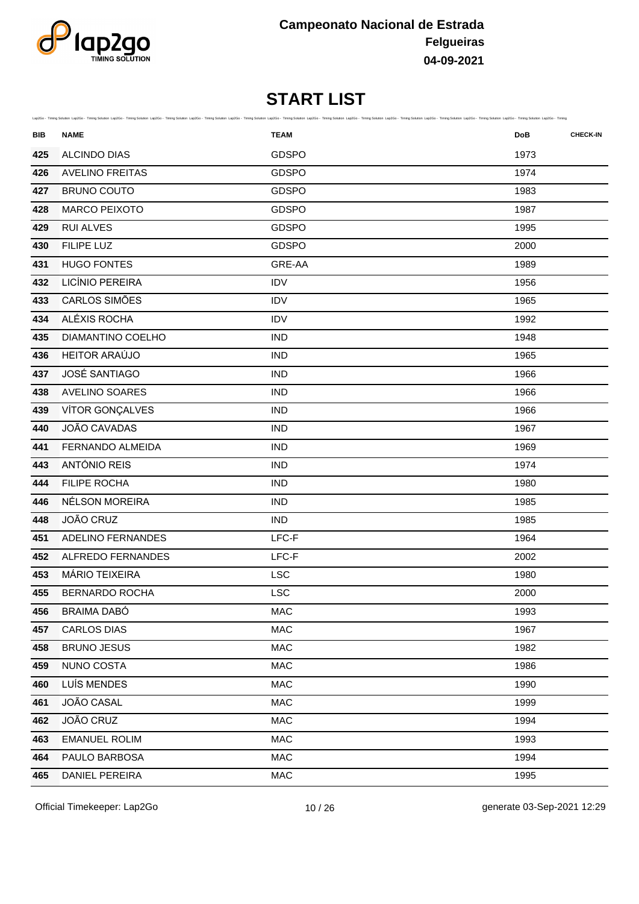Campeonato Nacional de Estrada
Felgueiras
04-09-2021

# START LIST

| BIB | NAME | TEAM | DoB | CHECK-IN |
|---|---|---|---|---|
| 425 | ALCINDO DIAS | GDSPO | 1973 | |
| 426 | AVELINO FREITAS | GDSPO | 1974 | |
| 427 | BRUNO COUTO | GDSPO | 1983 | |
| 428 | MARCO PEIXOTO | GDSPO | 1987 | |
| 429 | RUI ALVES | GDSPO | 1995 | |
| 430 | FILIPE LUZ | GDSPO | 2000 | |
| 431 | HUGO FONTES | GRE-AA | 1989 | |
| 432 | LICÍNIO PEREIRA | IDV | 1956 | |
| 433 | CARLOS SIMÕES | IDV | 1965 | |
| 434 | ALÉXIS ROCHA | IDV | 1992 | |
| 435 | DIAMANTINO COELHO | IND | 1948 | |
| 436 | HEITOR ARAÚJO | IND | 1965 | |
| 437 | JOSÉ SANTIAGO | IND | 1966 | |
| 438 | AVELINO SOARES | IND | 1966 | |
| 439 | VÍTOR GONÇALVES | IND | 1966 | |
| 440 | JOÃO CAVADAS | IND | 1967 | |
| 441 | FERNANDO ALMEIDA | IND | 1969 | |
| 443 | ANTÓNIO REIS | IND | 1974 | |
| 444 | FILIPE ROCHA | IND | 1980 | |
| 446 | NÉLSON MOREIRA | IND | 1985 | |
| 448 | JOÃO CRUZ | IND | 1985 | |
| 451 | ADELINO FERNANDES | LFC-F | 1964 | |
| 452 | ALFREDO FERNANDES | LFC-F | 2002 | |
| 453 | MÁRIO TEIXEIRA | LSC | 1980 | |
| 455 | BERNARDO ROCHA | LSC | 2000 | |
| 456 | BRAIMA DABÓ | MAC | 1993 | |
| 457 | CARLOS DIAS | MAC | 1967 | |
| 458 | BRUNO JESUS | MAC | 1982 | |
| 459 | NUNO COSTA | MAC | 1986 | |
| 460 | LUÍS MENDES | MAC | 1990 | |
| 461 | JOÃO CASAL | MAC | 1999 | |
| 462 | JOÃO CRUZ | MAC | 1994 | |
| 463 | EMANUEL ROLIM | MAC | 1993 | |
| 464 | PAULO BARBOSA | MAC | 1994 | |
| 465 | DANIEL PEREIRA | MAC | 1995 | |

Official Timekeeper: Lap2Go

generate 03-Sep-2021 12:29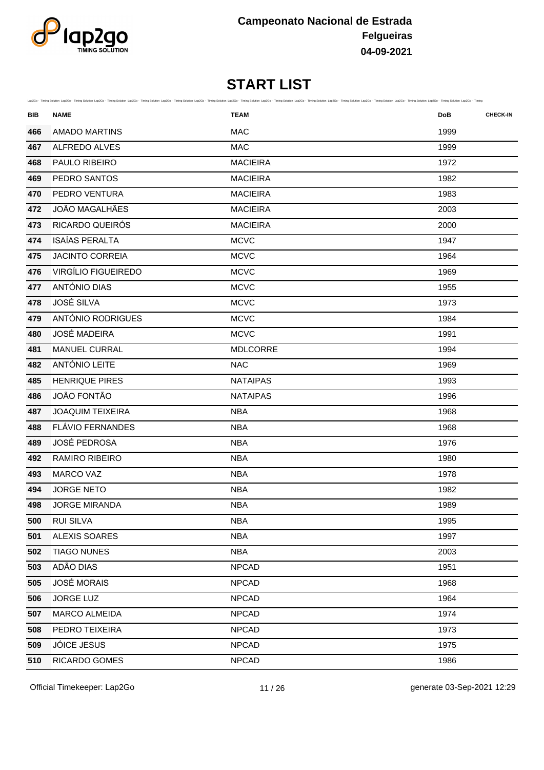Campeonato Nacional de Estrada
**Felgueiras**
**04-09-2021**

# START LIST

| BIB | NAME | TEAM | DoB | CHECK-IN |
|---|---|---|---|---|
| 466 | AMADO MARTINS | MAC | 1999 | |
| 467 | ALFREDO ALVES | MAC | 1999 | |
| 468 | PAULO RIBEIRO | MACIEIRA | 1972 | |
| 469 | PEDRO SANTOS | MACIEIRA | 1982 | |
| 470 | PEDRO VENTURA | MACIEIRA | 1983 | |
| 472 | JOÃO MAGALHÃES | MACIEIRA | 2003 | |
| 473 | RICARDO QUEIRÓS | MACIEIRA | 2000 | |
| 474 | ISAÍAS PERALTA | MCVC | 1947 | |
| 475 | JACINTO CORREIA | MCVC | 1964 | |
| 476 | VIRGÍLIO FIGUEIREDO | MCVC | 1969 | |
| 477 | ANTÓNIO DIAS | MCVC | 1955 | |
| 478 | JOSÉ SILVA | MCVC | 1973 | |
| 479 | ANTÓNIO RODRIGUES | MCVC | 1984 | |
| 480 | JOSÉ MADEIRA | MCVC | 1991 | |
| 481 | MANUEL CURRAL | MDLCORRE | 1994 | |
| 482 | ANTÓNIO LEITE | NAC | 1969 | |
| 485 | HENRIQUE PIRES | NATAIPAS | 1993 | |
| 486 | JOÃO FONTÃO | NATAIPAS | 1996 | |
| 487 | JOAQUIM TEIXEIRA | NBA | 1968 | |
| 488 | FLÁVIO FERNANDES | NBA | 1968 | |
| 489 | JOSÉ PEDROSA | NBA | 1976 | |
| 492 | RAMIRO RIBEIRO | NBA | 1980 | |
| 493 | MARCO VAZ | NBA | 1978 | |
| 494 | JORGE NETO | NBA | 1982 | |
| 498 | JORGE MIRANDA | NBA | 1989 | |
| 500 | RUI SILVA | NBA | 1995 | |
| 501 | ALEXIS SOARES | NBA | 1997 | |
| 502 | TIAGO NUNES | NBA | 2003 | |
| 503 | ADÃO DIAS | NPCAD | 1951 | |
| 505 | JOSÉ MORAIS | NPCAD | 1968 | |
| 506 | JORGE LUZ | NPCAD | 1964 | |
| 507 | MARCO ALMEIDA | NPCAD | 1974 | |
| 508 | PEDRO TEIXEIRA | NPCAD | 1973 | |
| 509 | JÓICE JESUS | NPCAD | 1975 | |
| 510 | RICARDO GOMES | NPCAD | 1986 | |

Official Timekeeper: Lap2Go generate 03-Sep-2021 12:29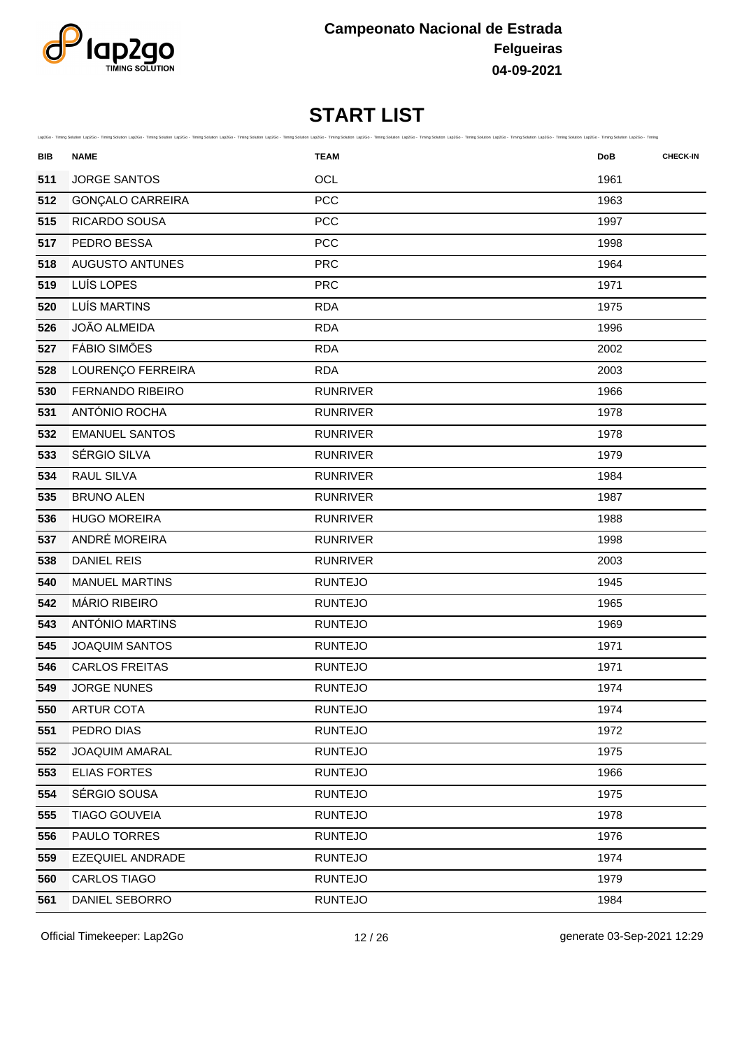**Campeonato Nacional de Estrada**
**Felgueiras**
**04-09-2021**

# START LIST

| BIB | NAME | TEAM | DoB | CHECK-IN |
|---|---|---|---|---|
| 511 | JORGE SANTOS | OCL | 1961 | |
| 512 | GONÇALO CARREIRA | PCC | 1963 | |
| 515 | RICARDO SOUSA | PCC | 1997 | |
| 517 | PEDRO BESSA | PCC | 1998 | |
| 518 | AUGUSTO ANTUNES | PRC | 1964 | |
| 519 | LUÍS LOPES | PRC | 1971 | |
| 520 | LUÍS MARTINS | RDA | 1975 | |
| 526 | JOÃO ALMEIDA | RDA | 1996 | |
| 527 | FÁBIO SIMÕES | RDA | 2002 | |
| 528 | LOURENÇO FERREIRA | RDA | 2003 | |
| 530 | FERNANDO RIBEIRO | RUNRIVER | 1966 | |
| 531 | ANTÓNIO ROCHA | RUNRIVER | 1978 | |
| 532 | EMANUEL SANTOS | RUNRIVER | 1978 | |
| 533 | SÉRGIO SILVA | RUNRIVER | 1979 | |
| 534 | RAUL SILVA | RUNRIVER | 1984 | |
| 535 | BRUNO ALEN | RUNRIVER | 1987 | |
| 536 | HUGO MOREIRA | RUNRIVER | 1988 | |
| 537 | ANDRÉ MOREIRA | RUNRIVER | 1998 | |
| 538 | DANIEL REIS | RUNRIVER | 2003 | |
| 540 | MANUEL MARTINS | RUNTEJO | 1945 | |
| 542 | MÁRIO RIBEIRO | RUNTEJO | 1965 | |
| 543 | ANTÓNIO MARTINS | RUNTEJO | 1969 | |
| 545 | JOAQUIM SANTOS | RUNTEJO | 1971 | |
| 546 | CARLOS FREITAS | RUNTEJO | 1971 | |
| 549 | JORGE NUNES | RUNTEJO | 1974 | |
| 550 | ARTUR COTA | RUNTEJO | 1974 | |
| 551 | PEDRO DIAS | RUNTEJO | 1972 | |
| 552 | JOAQUIM AMARAL | RUNTEJO | 1975 | |
| 553 | ELIAS FORTES | RUNTEJO | 1966 | |
| 554 | SÉRGIO SOUSA | RUNTEJO | 1975 | |
| 555 | TIAGO GOUVEIA | RUNTEJO | 1978 | |
| 556 | PAULO TORRES | RUNTEJO | 1976 | |
| 559 | EZEQUIEL ANDRADE | RUNTEJO | 1974 | |
| 560 | CARLOS TIAGO | RUNTEJO | 1979 | |
| 561 | DANIEL SEBORRO | RUNTEJO | 1984 | |

Official Timekeeper: Lap2Go

generate 03-Sep-2021 12:29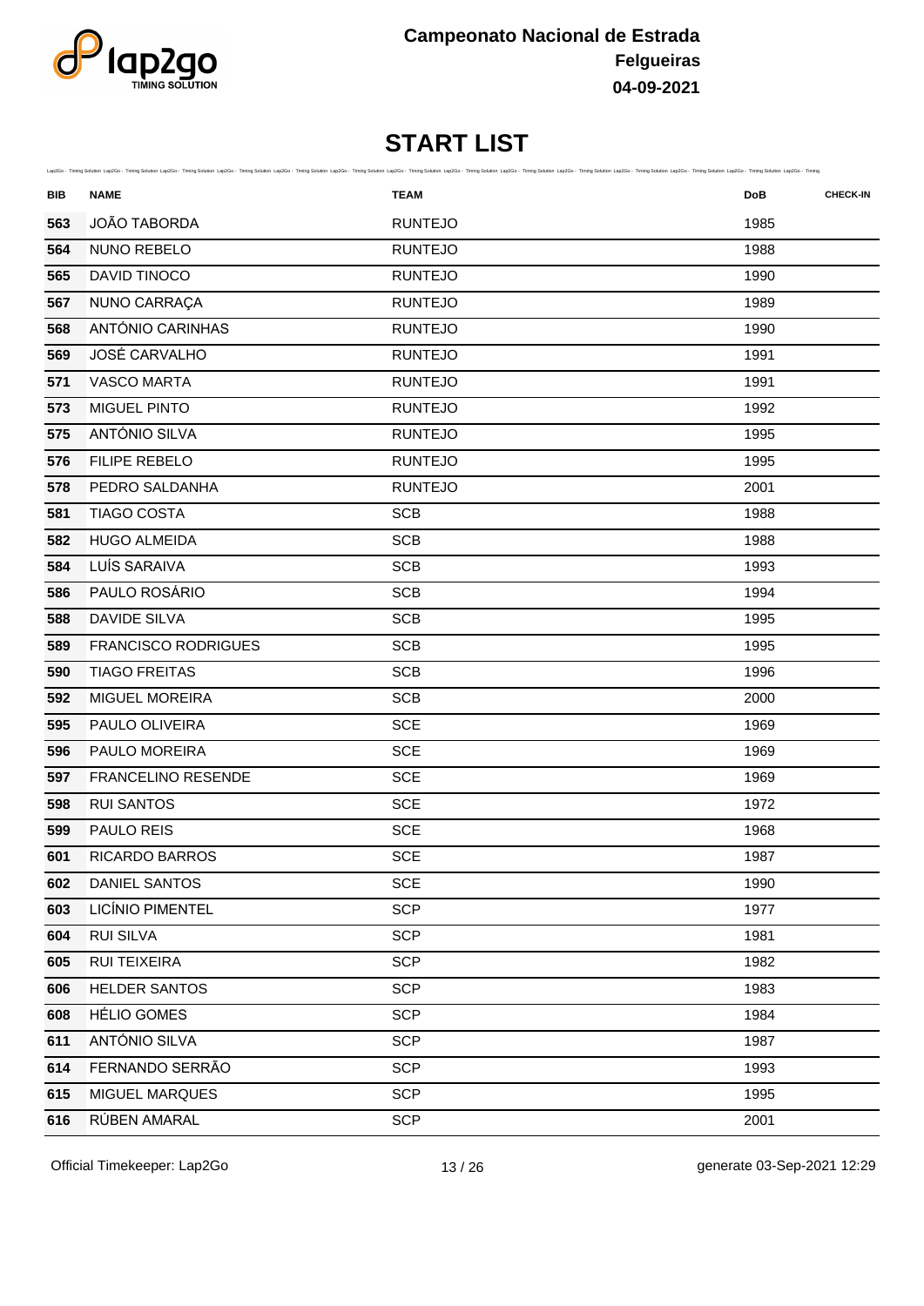**Campeonato Nacional de Estrada**
**Felgueiras**
**04-09-2021**

# START LIST

| BIB | NAME | TEAM | DoB | CHECK-IN |
|---|---|---|---|---|
| 563 | JOÃO TABORDA | RUNTEJO | 1985 | |
| 564 | NUNO REBELO | RUNTEJO | 1988 | |
| 565 | DAVID TINOCO | RUNTEJO | 1990 | |
| 567 | NUNO CARRAÇA | RUNTEJO | 1989 | |
| 568 | ANTÓNIO CARINHAS | RUNTEJO | 1990 | |
| 569 | JOSÉ CARVALHO | RUNTEJO | 1991 | |
| 571 | VASCO MARTA | RUNTEJO | 1991 | |
| 573 | MIGUEL PINTO | RUNTEJO | 1992 | |
| 575 | ANTÓNIO SILVA | RUNTEJO | 1995 | |
| 576 | FILIPE REBELO | RUNTEJO | 1995 | |
| 578 | PEDRO SALDANHA | RUNTEJO | 2001 | |
| 581 | TIAGO COSTA | SCB | 1988 | |
| 582 | HUGO ALMEIDA | SCB | 1988 | |
| 584 | LUÍS SARAIVA | SCB | 1993 | |
| 586 | PAULO ROSÁRIO | SCB | 1994 | |
| 588 | DAVIDE SILVA | SCB | 1995 | |
| 589 | FRANCISCO RODRIGUES | SCB | 1995 | |
| 590 | TIAGO FREITAS | SCB | 1996 | |
| 592 | MIGUEL MOREIRA | SCB | 2000 | |
| 595 | PAULO OLIVEIRA | SCE | 1969 | |
| 596 | PAULO MOREIRA | SCE | 1969 | |
| 597 | FRANCELINO RESENDE | SCE | 1969 | |
| 598 | RUI SANTOS | SCE | 1972 | |
| 599 | PAULO REIS | SCE | 1968 | |
| 601 | RICARDO BARROS | SCE | 1987 | |
| 602 | DANIEL SANTOS | SCE | 1990 | |
| 603 | LICÍNIO PIMENTEL | SCP | 1977 | |
| 604 | RUI SILVA | SCP | 1981 | |
| 605 | RUI TEIXEIRA | SCP | 1982 | |
| 606 | HELDER SANTOS | SCP | 1983 | |
| 608 | HÉLIO GOMES | SCP | 1984 | |
| 611 | ANTÓNIO SILVA | SCP | 1987 | |
| 614 | FERNANDO SERRÃO | SCP | 1993 | |
| 615 | MIGUEL MARQUES | SCP | 1995 | |
| 616 | RÚBEN AMARAL | SCP | 2001 | |

Official Timekeeper: Lap2Go — generate 03-Sep-2021 12:29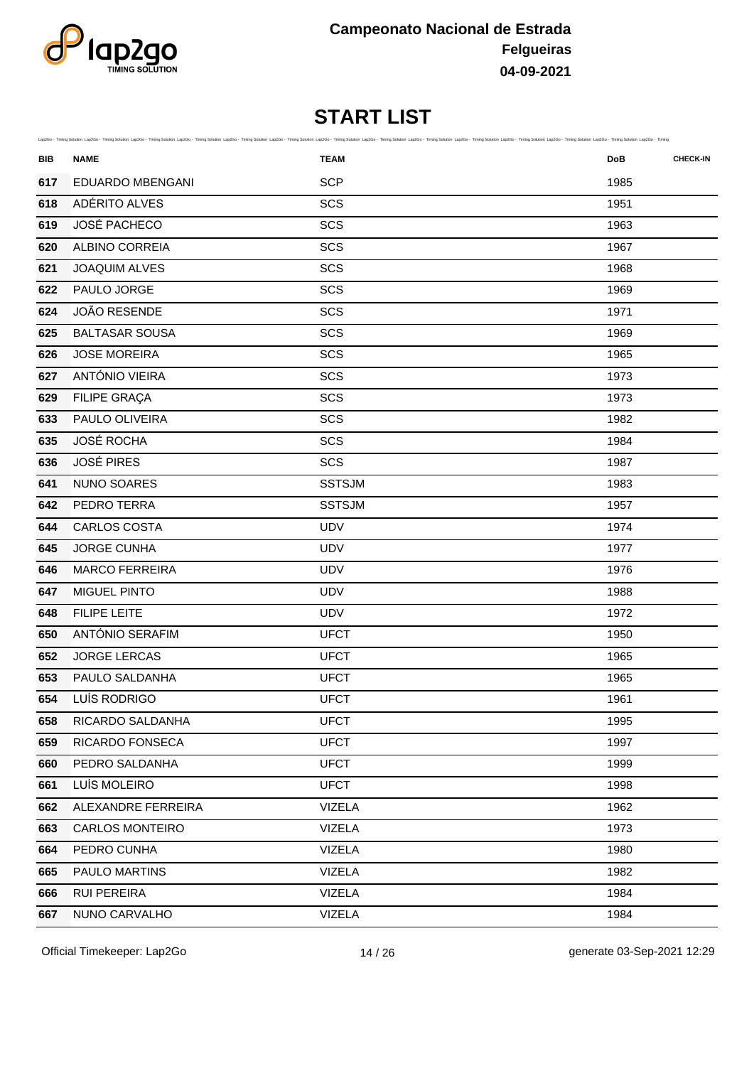Campeonato Nacional de Estrada
Felgueiras
04-09-2021

# START LIST

| BIB | NAME | TEAM | DoB | CHECK-IN |
|---|---|---|---|---|
| 617 | EDUARDO MBENGANI | SCP | 1985 | |
| 618 | ADÉRITO ALVES | SCS | 1951 | |
| 619 | JOSÉ PACHECO | SCS | 1963 | |
| 620 | ALBINO CORREIA | SCS | 1967 | |
| 621 | JOAQUIM ALVES | SCS | 1968 | |
| 622 | PAULO JORGE | SCS | 1969 | |
| 624 | JOÃO RESENDE | SCS | 1971 | |
| 625 | BALTASAR SOUSA | SCS | 1969 | |
| 626 | JOSE MOREIRA | SCS | 1965 | |
| 627 | ANTÓNIO VIEIRA | SCS | 1973 | |
| 629 | FILIPE GRAÇA | SCS | 1973 | |
| 633 | PAULO OLIVEIRA | SCS | 1982 | |
| 635 | JOSÉ ROCHA | SCS | 1984 | |
| 636 | JOSÉ PIRES | SCS | 1987 | |
| 641 | NUNO SOARES | SSTSJM | 1983 | |
| 642 | PEDRO TERRA | SSTSJM | 1957 | |
| 644 | CARLOS COSTA | UDV | 1974 | |
| 645 | JORGE CUNHA | UDV | 1977 | |
| 646 | MARCO FERREIRA | UDV | 1976 | |
| 647 | MIGUEL PINTO | UDV | 1988 | |
| 648 | FILIPE LEITE | UDV | 1972 | |
| 650 | ANTÓNIO SERAFIM | UFCT | 1950 | |
| 652 | JORGE LERCAS | UFCT | 1965 | |
| 653 | PAULO SALDANHA | UFCT | 1965 | |
| 654 | LUÍS RODRIGO | UFCT | 1961 | |
| 658 | RICARDO SALDANHA | UFCT | 1995 | |
| 659 | RICARDO FONSECA | UFCT | 1997 | |
| 660 | PEDRO SALDANHA | UFCT | 1999 | |
| 661 | LUÍS MOLEIRO | UFCT | 1998 | |
| 662 | ALEXANDRE FERREIRA | VIZELA | 1962 | |
| 663 | CARLOS MONTEIRO | VIZELA | 1973 | |
| 664 | PEDRO CUNHA | VIZELA | 1980 | |
| 665 | PAULO MARTINS | VIZELA | 1982 | |
| 666 | RUI PEREIRA | VIZELA | 1984 | |
| 667 | NUNO CARVALHO | VIZELA | 1984 | |

Official Timekeeper: Lap2Go

generate 03-Sep-2021 12:29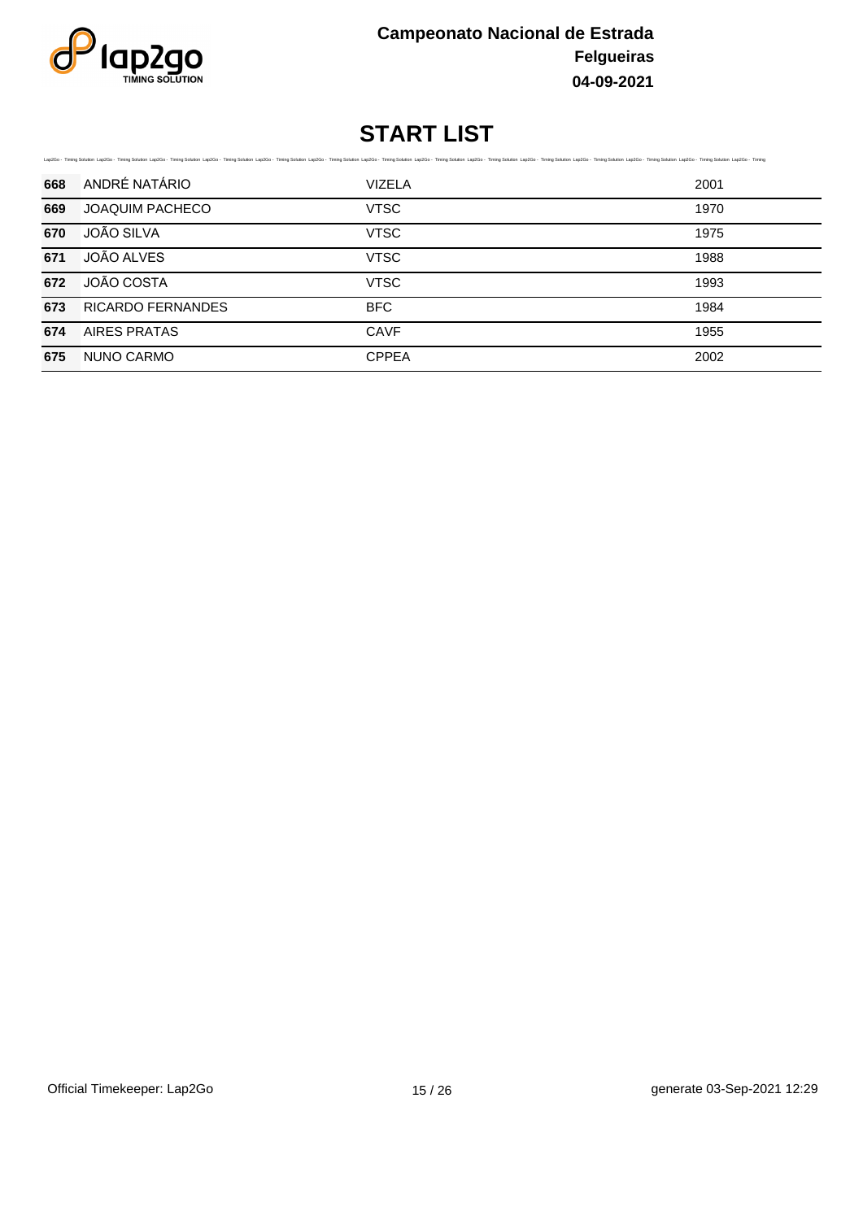# START LIST

| 668 | ANDRÉ NATÁRIO | VIZELA | 2001 |
|---|---|---|---|
| 669 | JOAQUIM PACHECO | VTSC | 1970 |
| 670 | JOÃO SILVA | VTSC | 1975 |
| 671 | JOÃO ALVES | VTSC | 1988 |
| 672 | JOÃO COSTA | VTSC | 1993 |
| 673 | RICARDO FERNANDES | BFC | 1984 |
| 674 | AIRES PRATAS | CAVF | 1955 |
| 675 | NUNO CARMO | CPPEA | 2002 |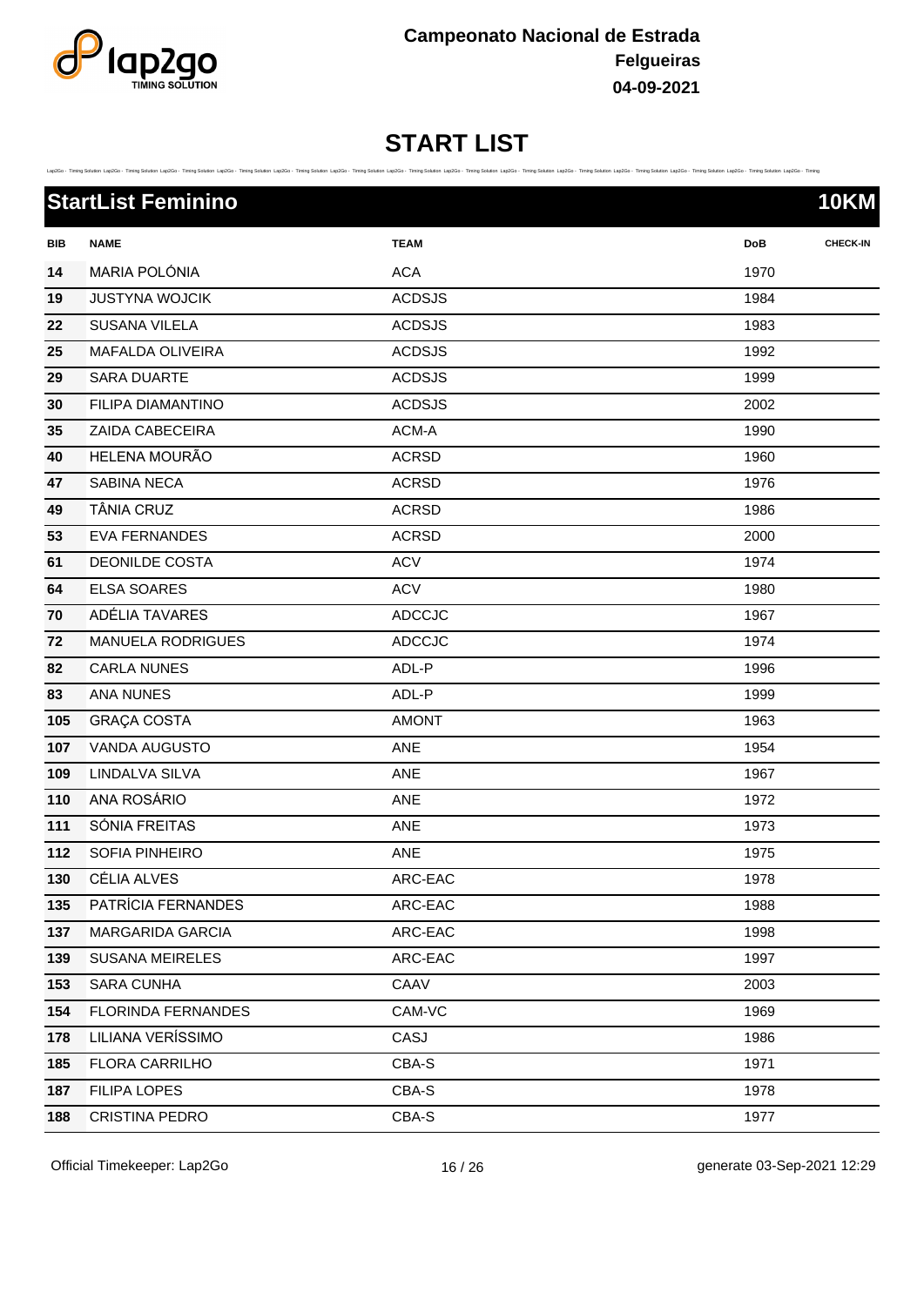# Campeonato Nacional de Estrada
**Felgueiras**
**04-09-2021**

## START LIST

### StartList Feminino — 10KM

| BIB | NAME | TEAM | DoB | CHECK-IN |
|---|---|---|---|---|
| 14 | MARIA POLÓNIA | ACA | 1970 | |
| 19 | JUSTYNA WOJCIK | ACDSJS | 1984 | |
| 22 | SUSANA VILELA | ACDSJS | 1983 | |
| 25 | MAFALDA OLIVEIRA | ACDSJS | 1992 | |
| 29 | SARA DUARTE | ACDSJS | 1999 | |
| 30 | FILIPA DIAMANTINO | ACDSJS | 2002 | |
| 35 | ZAIDA CABECEIRA | ACM-A | 1990 | |
| 40 | HELENA MOURÃO | ACRSD | 1960 | |
| 47 | SABINA NECA | ACRSD | 1976 | |
| 49 | TÂNIA CRUZ | ACRSD | 1986 | |
| 53 | EVA FERNANDES | ACRSD | 2000 | |
| 61 | DEONILDE COSTA | ACV | 1974 | |
| 64 | ELSA SOARES | ACV | 1980 | |
| 70 | ADÉLIA TAVARES | ADCCJC | 1967 | |
| 72 | MANUELA RODRIGUES | ADCCJC | 1974 | |
| 82 | CARLA NUNES | ADL-P | 1996 | |
| 83 | ANA NUNES | ADL-P | 1999 | |
| 105 | GRAÇA COSTA | AMONT | 1963 | |
| 107 | VANDA AUGUSTO | ANE | 1954 | |
| 109 | LINDALVA SILVA | ANE | 1967 | |
| 110 | ANA ROSÁRIO | ANE | 1972 | |
| 111 | SÓNIA FREITAS | ANE | 1973 | |
| 112 | SOFIA PINHEIRO | ANE | 1975 | |
| 130 | CÉLIA ALVES | ARC-EAC | 1978 | |
| 135 | PATRÍCIA FERNANDES | ARC-EAC | 1988 | |
| 137 | MARGARIDA GARCIA | ARC-EAC | 1998 | |
| 139 | SUSANA MEIRELES | ARC-EAC | 1997 | |
| 153 | SARA CUNHA | CAAV | 2003 | |
| 154 | FLORINDA FERNANDES | CAM-VC | 1969 | |
| 178 | LILIANA VERÍSSIMO | CASJ | 1986 | |
| 185 | FLORA CARRILHO | CBA-S | 1971 | |
| 187 | FILIPA LOPES | CBA-S | 1978 | |
| 188 | CRISTINA PEDRO | CBA-S | 1977 | |

Official Timekeeper: Lap2Go — generate 03-Sep-2021 12:29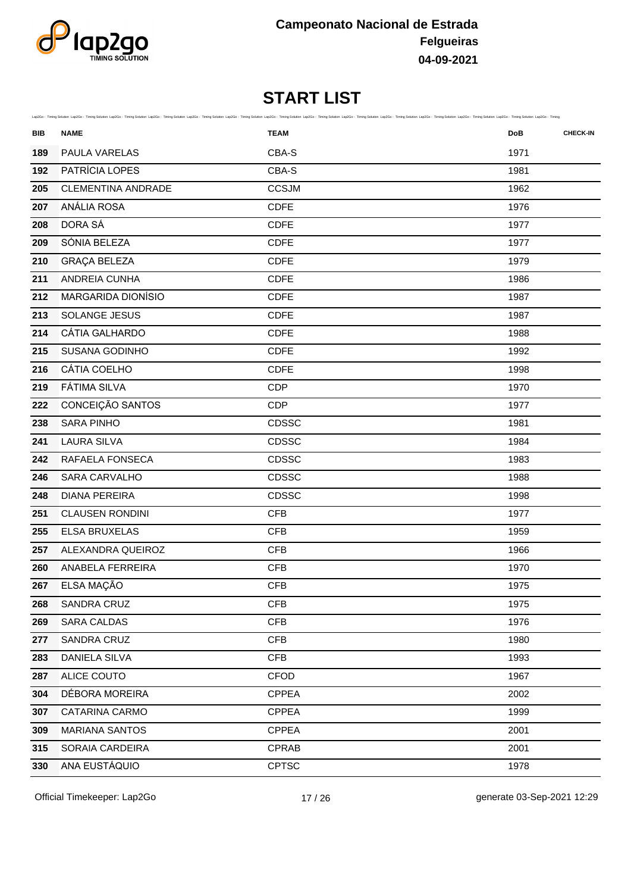**Campeonato Nacional de Estrada**

**Felgueiras**

**04-09-2021**

# START LIST

| BIB | NAME | TEAM | DoB | CHECK-IN |
|---|---|---|---|---|
| 189 | PAULA VARELAS | CBA-S | 1971 | |
| 192 | PATRÍCIA LOPES | CBA-S | 1981 | |
| 205 | CLEMENTINA ANDRADE | CCSJM | 1962 | |
| 207 | ANÁLIA ROSA | CDFE | 1976 | |
| 208 | DORA SÁ | CDFE | 1977 | |
| 209 | SÓNIA BELEZA | CDFE | 1977 | |
| 210 | GRAÇA BELEZA | CDFE | 1979 | |
| 211 | ANDREIA CUNHA | CDFE | 1986 | |
| 212 | MARGARIDA DIONÍSIO | CDFE | 1987 | |
| 213 | SOLANGE JESUS | CDFE | 1987 | |
| 214 | CÁTIA GALHARDO | CDFE | 1988 | |
| 215 | SUSANA GODINHO | CDFE | 1992 | |
| 216 | CÁTIA COELHO | CDFE | 1998 | |
| 219 | FÁTIMA SILVA | CDP | 1970 | |
| 222 | CONCEIÇÃO SANTOS | CDP | 1977 | |
| 238 | SARA PINHO | CDSSC | 1981 | |
| 241 | LAURA SILVA | CDSSC | 1984 | |
| 242 | RAFAELA FONSECA | CDSSC | 1983 | |
| 246 | SARA CARVALHO | CDSSC | 1988 | |
| 248 | DIANA PEREIRA | CDSSC | 1998 | |
| 251 | CLAUSEN RONDINI | CFB | 1977 | |
| 255 | ELSA BRUXELAS | CFB | 1959 | |
| 257 | ALEXANDRA QUEIROZ | CFB | 1966 | |
| 260 | ANABELA FERREIRA | CFB | 1970 | |
| 267 | ELSA MAÇÃO | CFB | 1975 | |
| 268 | SANDRA CRUZ | CFB | 1975 | |
| 269 | SARA CALDAS | CFB | 1976 | |
| 277 | SANDRA CRUZ | CFB | 1980 | |
| 283 | DANIELA SILVA | CFB | 1993 | |
| 287 | ALICE COUTO | CFOD | 1967 | |
| 304 | DÉBORA MOREIRA | CPPEA | 2002 | |
| 307 | CATARINA CARMO | CPPEA | 1999 | |
| 309 | MARIANA SANTOS | CPPEA | 2001 | |
| 315 | SORAIA CARDEIRA | CPRAB | 2001 | |
| 330 | ANA EUSTÁQUIO | CPTSC | 1978 | |

Official Timekeeper: Lap2Go

generate 03-Sep-2021 12:29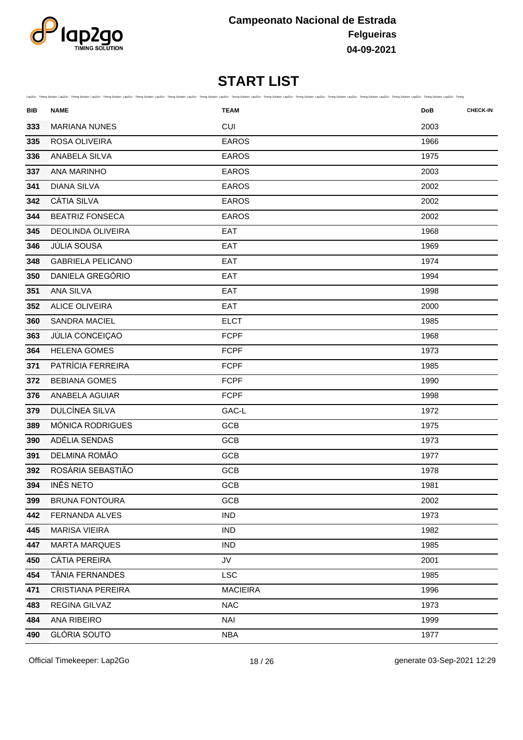Campeonato Nacional de Estrada
Felgueiras
04-09-2021

# START LIST

| BIB | NAME | TEAM | DoB | CHECK-IN |
|---|---|---|---|---|
| 333 | MARIANA NUNES | CUI | 2003 | |
| 335 | ROSA OLIVEIRA | EAROS | 1966 | |
| 336 | ANABELA SILVA | EAROS | 1975 | |
| 337 | ANA MARINHO | EAROS | 2003 | |
| 341 | DIANA SILVA | EAROS | 2002 | |
| 342 | CÁTIA SILVA | EAROS | 2002 | |
| 344 | BEATRIZ FONSECA | EAROS | 2002 | |
| 345 | DEOLINDA OLIVEIRA | EAT | 1968 | |
| 346 | JÚLIA SOUSA | EAT | 1969 | |
| 348 | GABRIELA PELICANO | EAT | 1974 | |
| 350 | DANIELA GREGÓRIO | EAT | 1994 | |
| 351 | ANA SILVA | EAT | 1998 | |
| 352 | ALICE OLIVEIRA | EAT | 2000 | |
| 360 | SANDRA MACIEL | ELCT | 1985 | |
| 363 | JÚLIA CONCEIÇAO | FCPF | 1968 | |
| 364 | HELENA GOMES | FCPF | 1973 | |
| 371 | PATRÍCIA FERREIRA | FCPF | 1985 | |
| 372 | BEBIANA GOMES | FCPF | 1990 | |
| 376 | ANABELA AGUIAR | FCPF | 1998 | |
| 379 | DULCÍNEA SILVA | GAC-L | 1972 | |
| 389 | MÓNICA RODRIGUES | GCB | 1975 | |
| 390 | ADÉLIA SENDAS | GCB | 1973 | |
| 391 | DELMINA ROMÃO | GCB | 1977 | |
| 392 | ROSÁRIA SEBASTIÃO | GCB | 1978 | |
| 394 | INÊS NETO | GCB | 1981 | |
| 399 | BRUNA FONTOURA | GCB | 2002 | |
| 442 | FERNANDA ALVES | IND | 1973 | |
| 445 | MARISA VIEIRA | IND | 1982 | |
| 447 | MARTA MARQUES | IND | 1985 | |
| 450 | CÁTIA PEREIRA | JV | 2001 | |
| 454 | TÂNIA FERNANDES | LSC | 1985 | |
| 471 | CRISTIANA PEREIRA | MACIEIRA | 1996 | |
| 483 | REGINA GILVAZ | NAC | 1973 | |
| 484 | ANA RIBEIRO | NAI | 1999 | |
| 490 | GLÓRIA SOUTO | NBA | 1977 | |

Official Timekeeper: Lap2Go

generate 03-Sep-2021 12:29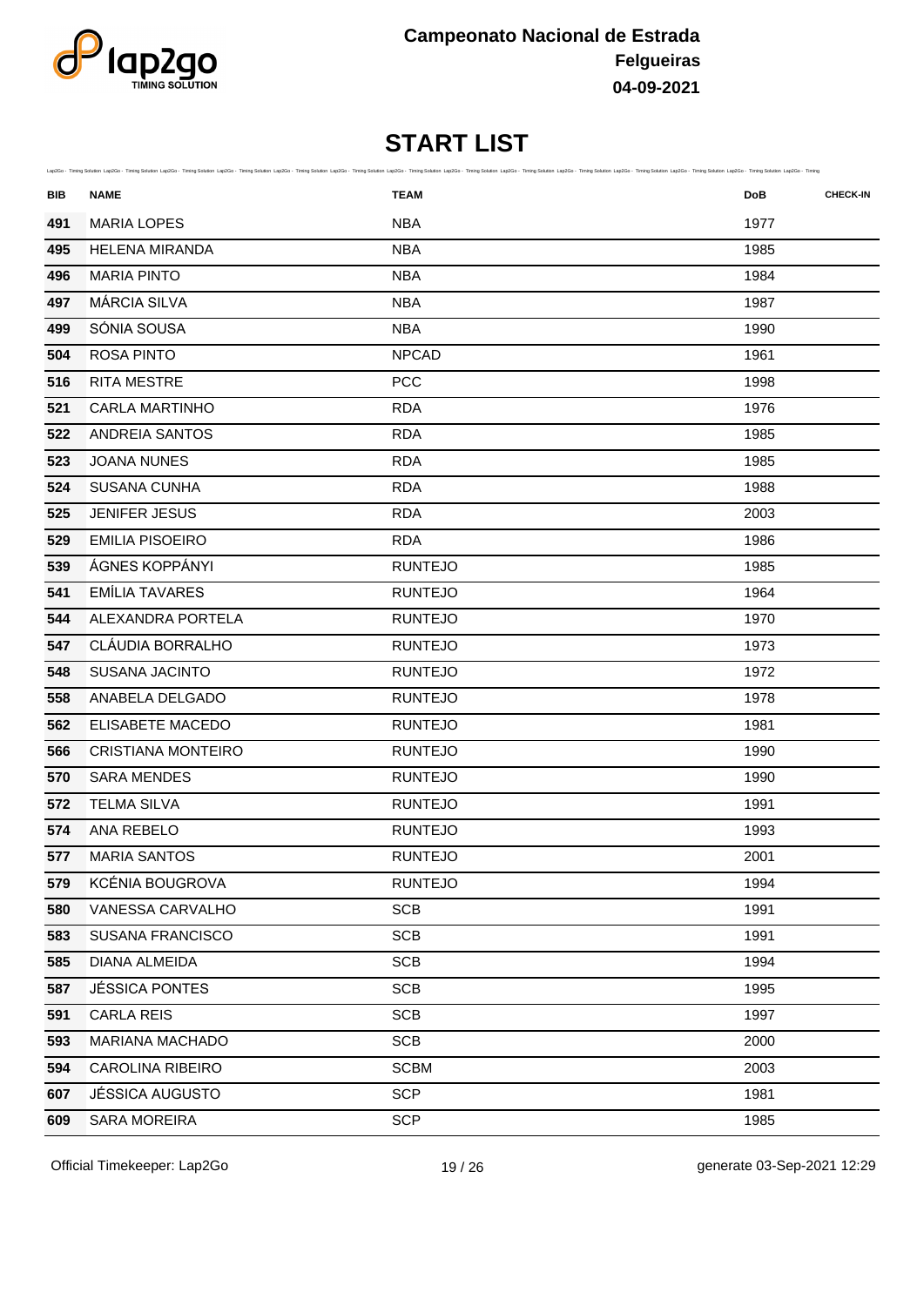# Campeonato Nacional de Estrada

**Felgueiras**

**04-09-2021**

## START LIST

| BIB | NAME | TEAM | DoB | CHECK-IN |
|---|---|---|---|---|
| 491 | MARIA LOPES | NBA | 1977 | |
| 495 | HELENA MIRANDA | NBA | 1985 | |
| 496 | MARIA PINTO | NBA | 1984 | |
| 497 | MÁRCIA SILVA | NBA | 1987 | |
| 499 | SÓNIA SOUSA | NBA | 1990 | |
| 504 | ROSA PINTO | NPCAD | 1961 | |
| 516 | RITA MESTRE | PCC | 1998 | |
| 521 | CARLA MARTINHO | RDA | 1976 | |
| 522 | ANDREIA SANTOS | RDA | 1985 | |
| 523 | JOANA NUNES | RDA | 1985 | |
| 524 | SUSANA CUNHA | RDA | 1988 | |
| 525 | JENIFER JESUS | RDA | 2003 | |
| 529 | EMILIA PISOEIRO | RDA | 1986 | |
| 539 | ÁGNES KOPPÁNYI | RUNTEJO | 1985 | |
| 541 | EMÍLIA TAVARES | RUNTEJO | 1964 | |
| 544 | ALEXANDRA PORTELA | RUNTEJO | 1970 | |
| 547 | CLÁUDIA BORRALHO | RUNTEJO | 1973 | |
| 548 | SUSANA JACINTO | RUNTEJO | 1972 | |
| 558 | ANABELA DELGADO | RUNTEJO | 1978 | |
| 562 | ELISABETE MACEDO | RUNTEJO | 1981 | |
| 566 | CRISTIANA MONTEIRO | RUNTEJO | 1990 | |
| 570 | SARA MENDES | RUNTEJO | 1990 | |
| 572 | TELMA SILVA | RUNTEJO | 1991 | |
| 574 | ANA REBELO | RUNTEJO | 1993 | |
| 577 | MARIA SANTOS | RUNTEJO | 2001 | |
| 579 | KCÉNIA BOUGROVA | RUNTEJO | 1994 | |
| 580 | VANESSA CARVALHO | SCB | 1991 | |
| 583 | SUSANA FRANCISCO | SCB | 1991 | |
| 585 | DIANA ALMEIDA | SCB | 1994 | |
| 587 | JÉSSICA PONTES | SCB | 1995 | |
| 591 | CARLA REIS | SCB | 1997 | |
| 593 | MARIANA MACHADO | SCB | 2000 | |
| 594 | CAROLINA RIBEIRO | SCBM | 2003 | |
| 607 | JÉSSICA AUGUSTO | SCP | 1981 | |
| 609 | SARA MOREIRA | SCP | 1985 | |

Official Timekeeper: Lap2Go — generate 03-Sep-2021 12:29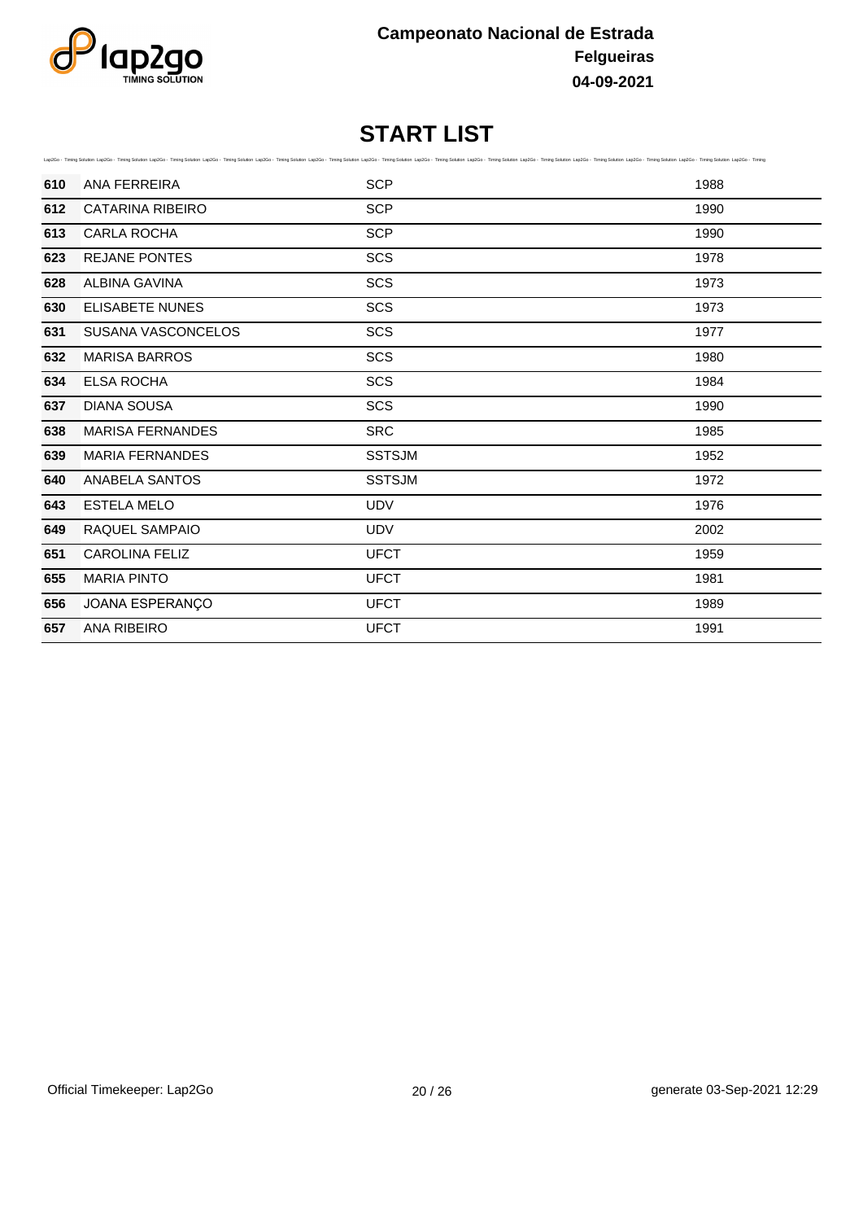# START LIST

| | | | |
|---|---|---|---|
| 610 | ANA FERREIRA | SCP | 1988 |
| 612 | CATARINA RIBEIRO | SCP | 1990 |
| 613 | CARLA ROCHA | SCP | 1990 |
| 623 | REJANE PONTES | SCS | 1978 |
| 628 | ALBINA GAVINA | SCS | 1973 |
| 630 | ELISABETE NUNES | SCS | 1973 |
| 631 | SUSANA VASCONCELOS | SCS | 1977 |
| 632 | MARISA BARROS | SCS | 1980 |
| 634 | ELSA ROCHA | SCS | 1984 |
| 637 | DIANA SOUSA | SCS | 1990 |
| 638 | MARISA FERNANDES | SRC | 1985 |
| 639 | MARIA FERNANDES | SSTSJM | 1952 |
| 640 | ANABELA SANTOS | SSTSJM | 1972 |
| 643 | ESTELA MELO | UDV | 1976 |
| 649 | RAQUEL SAMPAIO | UDV | 2002 |
| 651 | CAROLINA FELIZ | UFCT | 1959 |
| 655 | MARIA PINTO | UFCT | 1981 |
| 656 | JOANA ESPERANÇO | UFCT | 1989 |
| 657 | ANA RIBEIRO | UFCT | 1991 |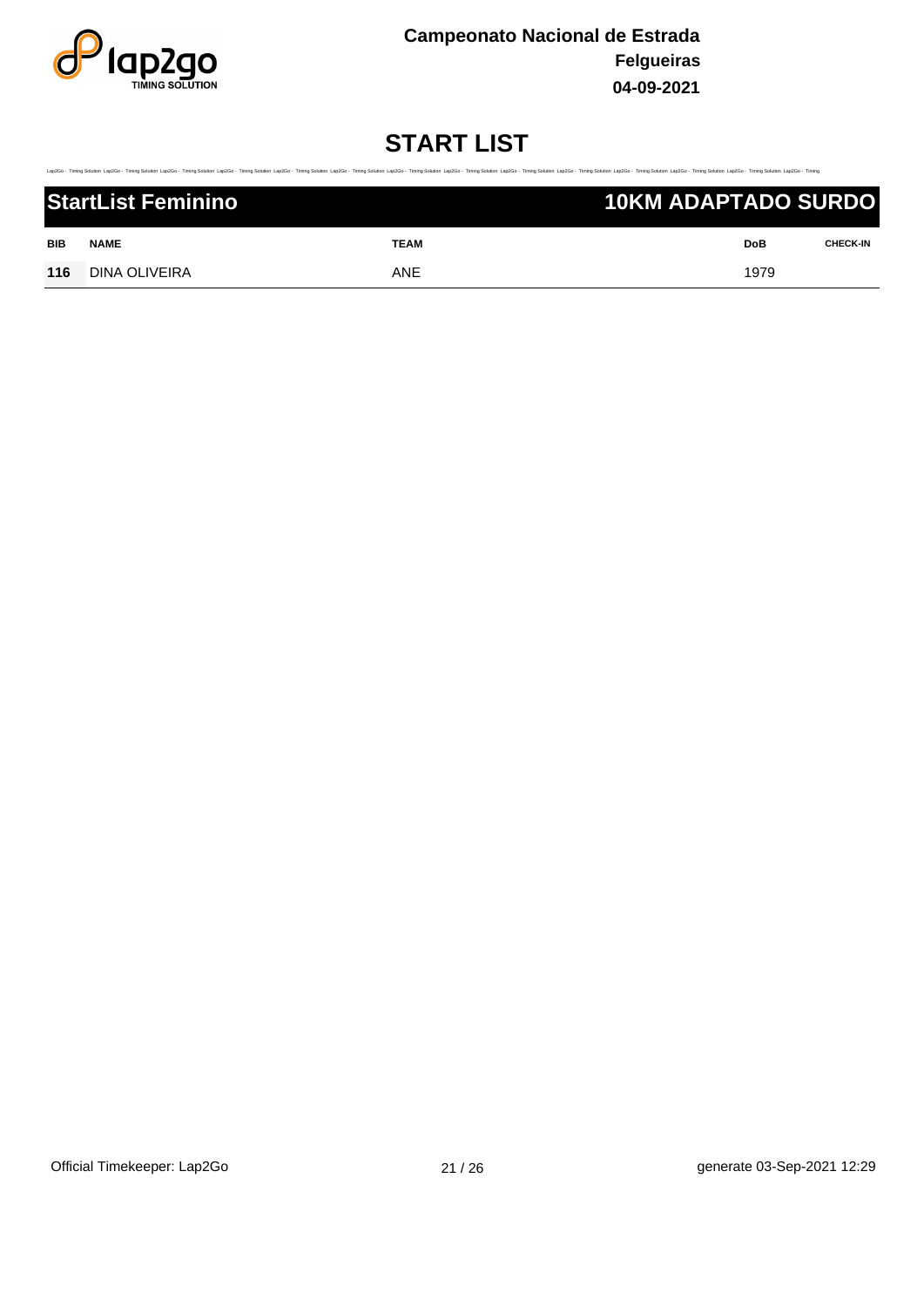Campeonato Nacional de Estrada
Felgueiras
04-09-2021

# START LIST

## StartList Feminino — 10KM ADAPTADO SURDO

| BIB | NAME | TEAM | DoB | CHECK-IN |
|---|---|---|---|---|
| 116 | DINA OLIVEIRA | ANE | 1979 | |

Official Timekeeper: Lap2Go

generate 03-Sep-2021 12:29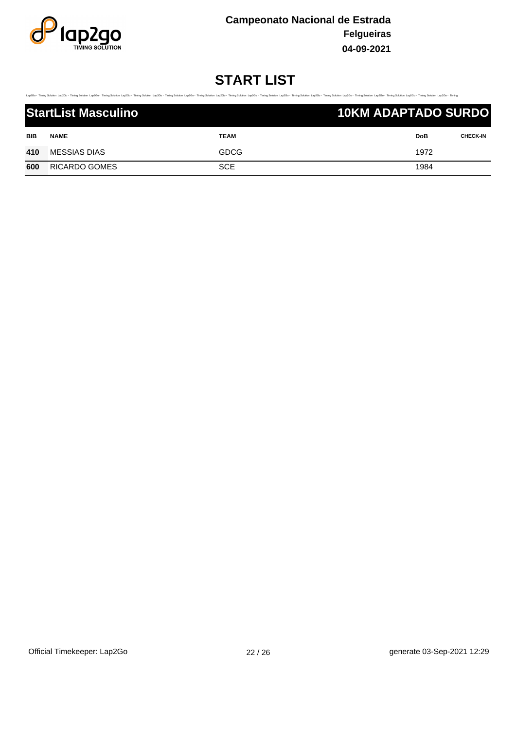**Campeonato Nacional de Estrada**
**Felgueiras**
**04-09-2021**

# START LIST

## StartList Masculino — 10KM ADAPTADO SURDO

| BIB | NAME | TEAM | DoB | CHECK-IN |
|---|---|---|---|---|
| 410 | MESSIAS DIAS | GDCG | 1972 | |
| 600 | RICARDO GOMES | SCE | 1984 | |

Official Timekeeper: Lap2Go

generate 03-Sep-2021 12:29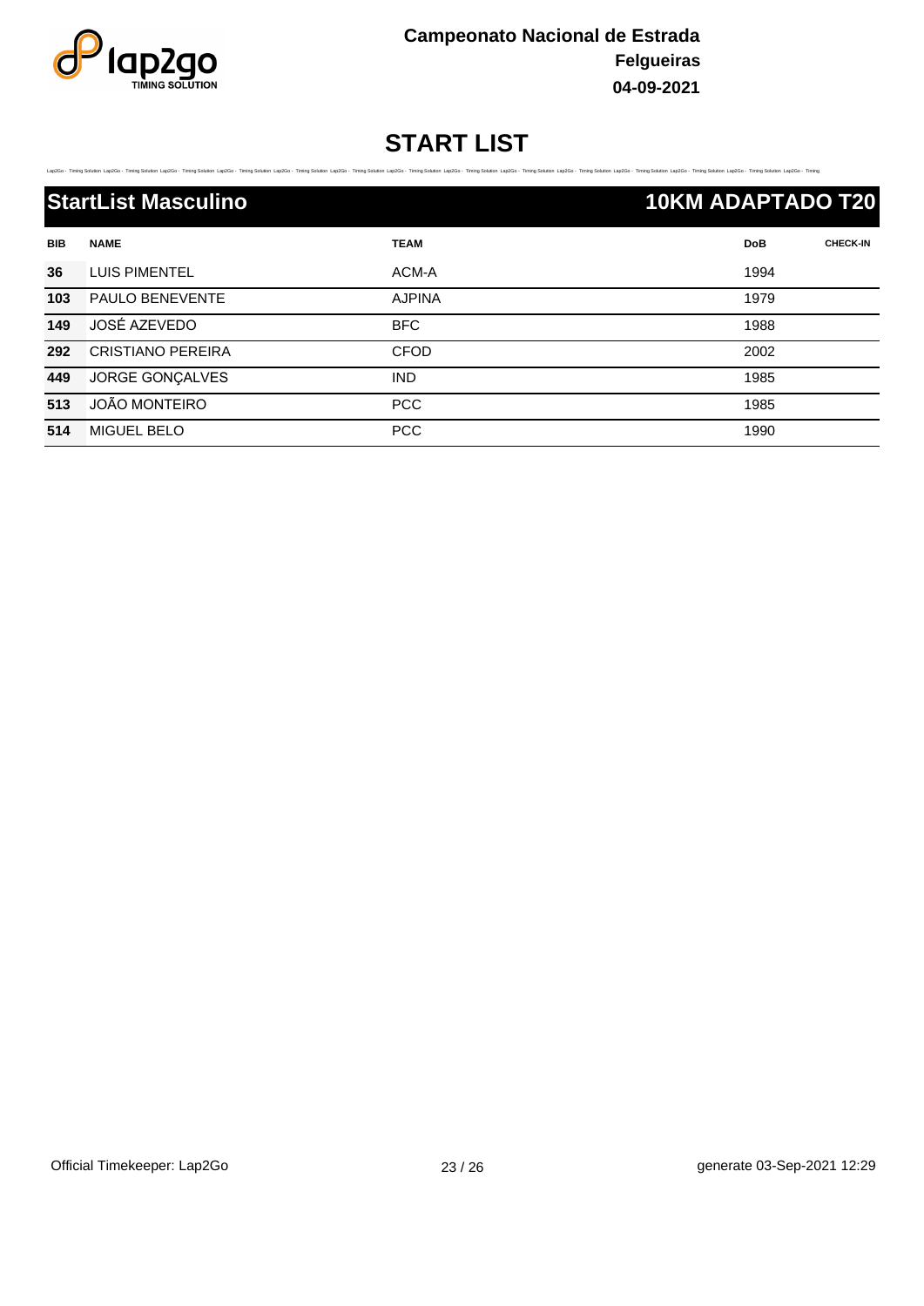Campeonato Nacional de Estrada
**Felgueiras**
**04-09-2021**

# START LIST

## StartList Masculino — 10KM ADAPTADO T20

| BIB | NAME | TEAM | DoB | CHECK-IN |
|---|---|---|---|---|
| 36 | LUIS PIMENTEL | ACM-A | 1994 | |
| 103 | PAULO BENEVENTE | AJPINA | 1979 | |
| 149 | JOSÉ AZEVEDO | BFC | 1988 | |
| 292 | CRISTIANO PEREIRA | CFOD | 2002 | |
| 449 | JORGE GONÇALVES | IND | 1985 | |
| 513 | JOÃO MONTEIRO | PCC | 1985 | |
| 514 | MIGUEL BELO | PCC | 1990 | |

Official Timekeeper: Lap2Go

generate 03-Sep-2021 12:29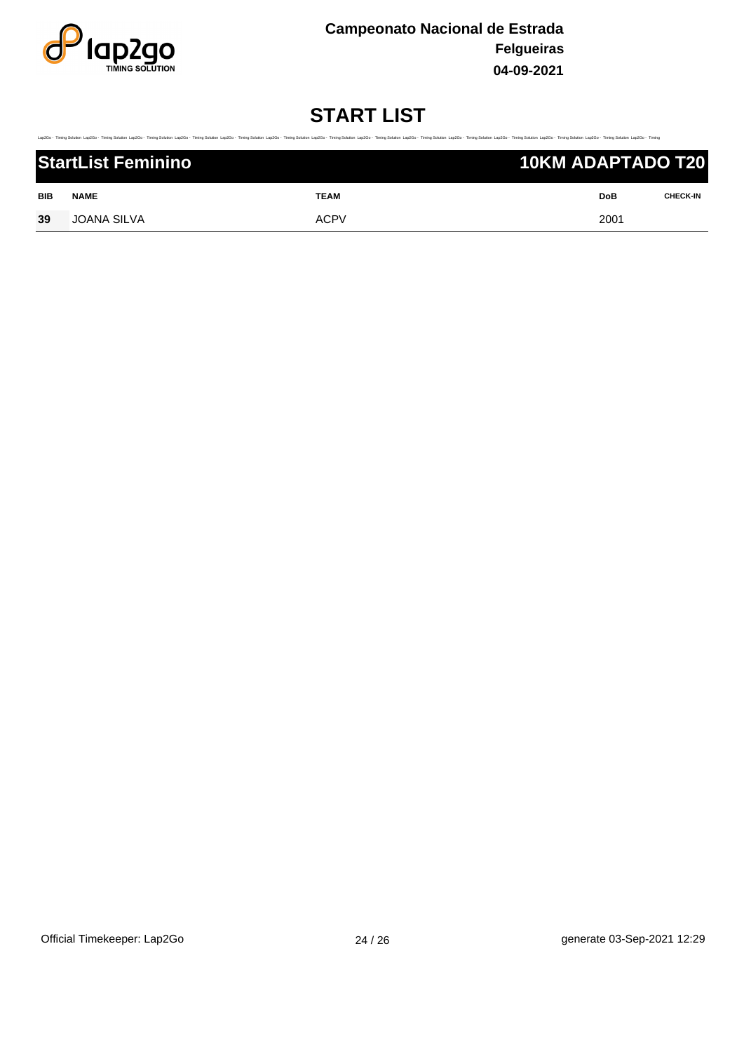**Campeonato Nacional de Estrada**
**Felgueiras**
**04-09-2021**

# START LIST

## StartList Feminino — 10KM ADAPTADO T20

| BIB | NAME | TEAM | DoB | CHECK-IN |
|---|---|---|---|---|
| 39 | JOANA SILVA | ACPV | 2001 | |

Official Timekeeper: Lap2Go

generate 03-Sep-2021 12:29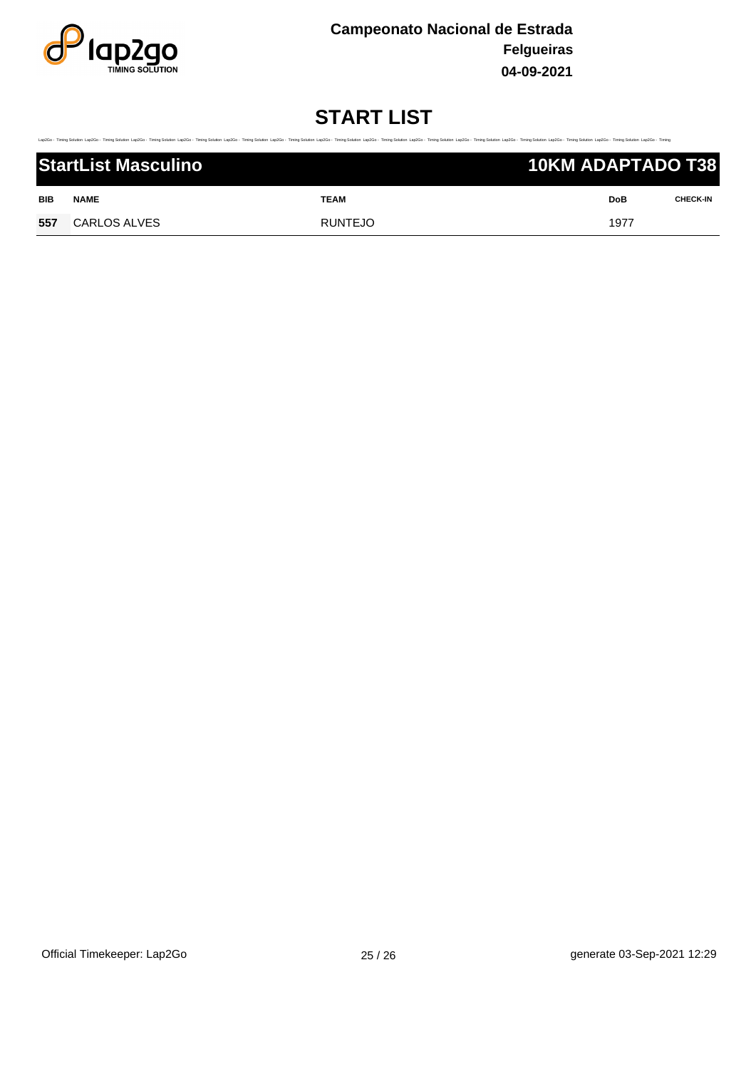**Campeonato Nacional de Estrada**
**Felgueiras**
**04-09-2021**

# START LIST

## StartList Masculino — 10KM ADAPTADO T38

| BIB | NAME | TEAM | DoB | CHECK-IN |
|---|---|---|---|---|
| 557 | CARLOS ALVES | RUNTEJO | 1977 | |

Official Timekeeper: Lap2Go

generate 03-Sep-2021 12:29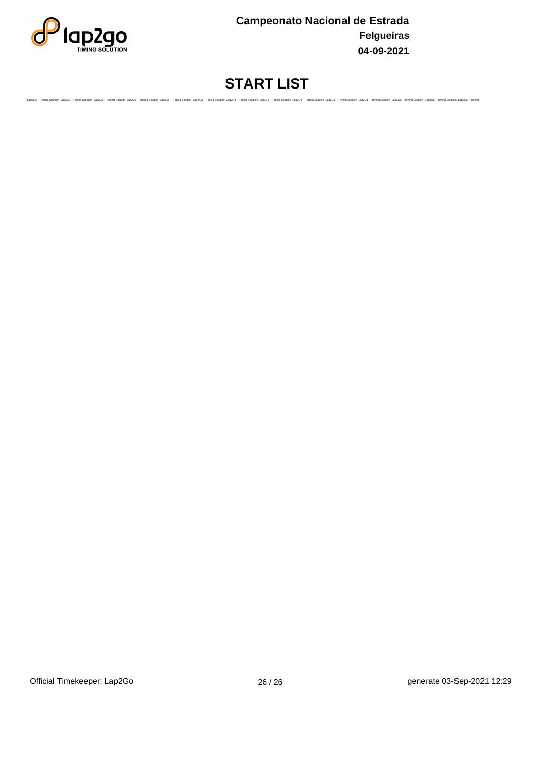# START LIST